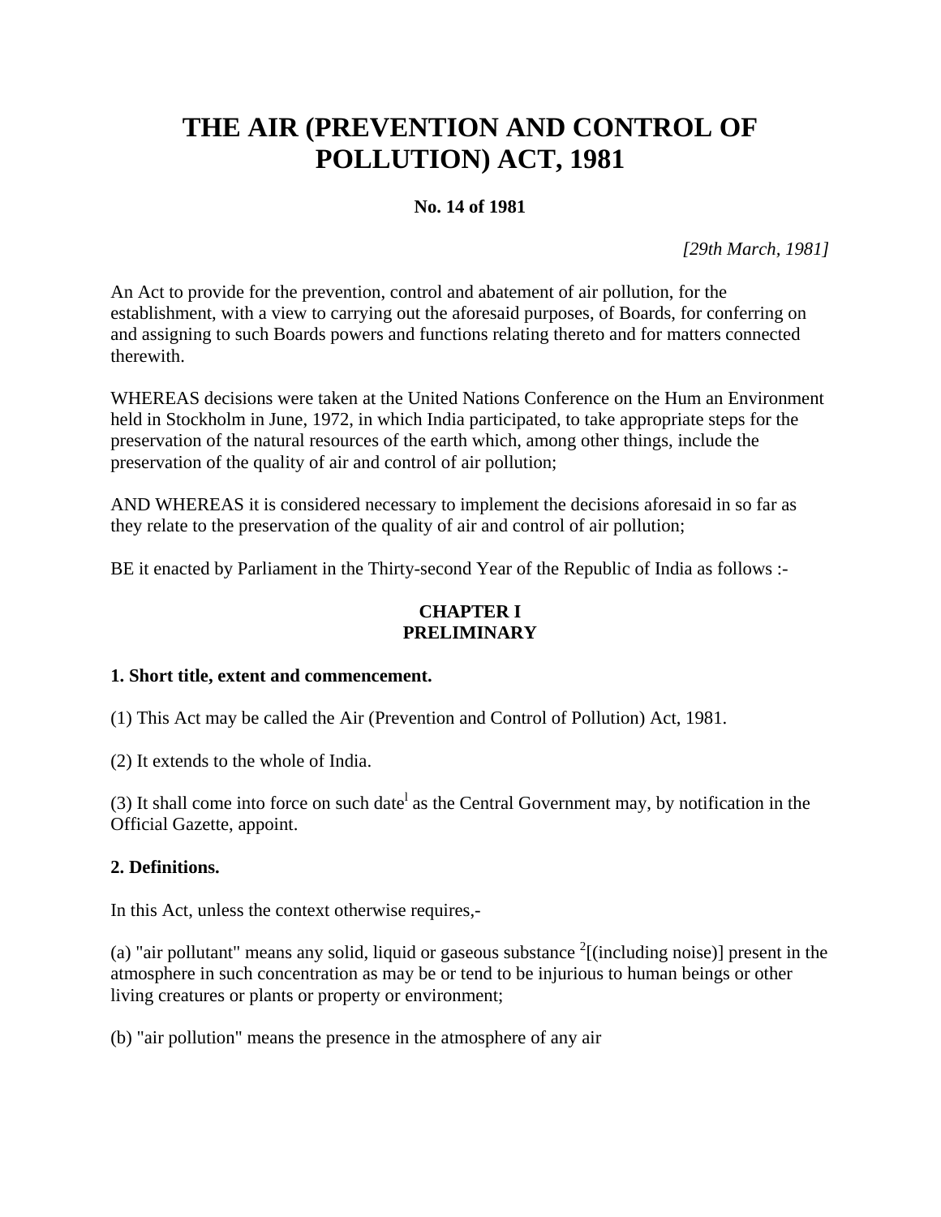# THE AIR (PREVENTION AND CONTROL OF POLLUTION) ACT, 1981

**No. 14 of 1981**

*[29th March, 1981]*

An Act to provide for the prevention, control and abatement of air pollution, for the establishment, with a view to carrying out the aforesaid purposes, of Boards, for conferring on and assigning to such Boards powers and functions relating thereto and for matters connected therewith.

WHEREAS decisions were taken at the United Nations Conference on the Hum an Environment held in Stockholm in June, 1972, in which India participated, to take appropriate steps for the preservation of the natural resources of the earth which, among other things, include the preservation of the quality of air and control of air pollution;

AND WHEREAS it is considered necessary to implement the decisions aforesaid in so far as they relate to the preservation of the quality of air and control of air pollution;

BE it enacted by Parliament in the Thirty-second Year of the Republic of India as follows :-

## CHAPTER I
## PRELIMINARY

**1. Short title, extent and commencement.**

(1) This Act may be called the Air (Prevention and Control of Pollution) Act, 1981.

(2) It extends to the whole of India.

(3) It shall come into force on such date[1] as the Central Government may, by notification in the Official Gazette, appoint.

**2. Definitions.**

In this Act, unless the context otherwise requires,-

(a) "air pollutant" means any solid, liquid or gaseous substance [2][(including noise)] present in the atmosphere in such concentration as may be or tend to be injurious to human beings or other living creatures or plants or property or environment;

(b) "air pollution" means the presence in the atmosphere of any air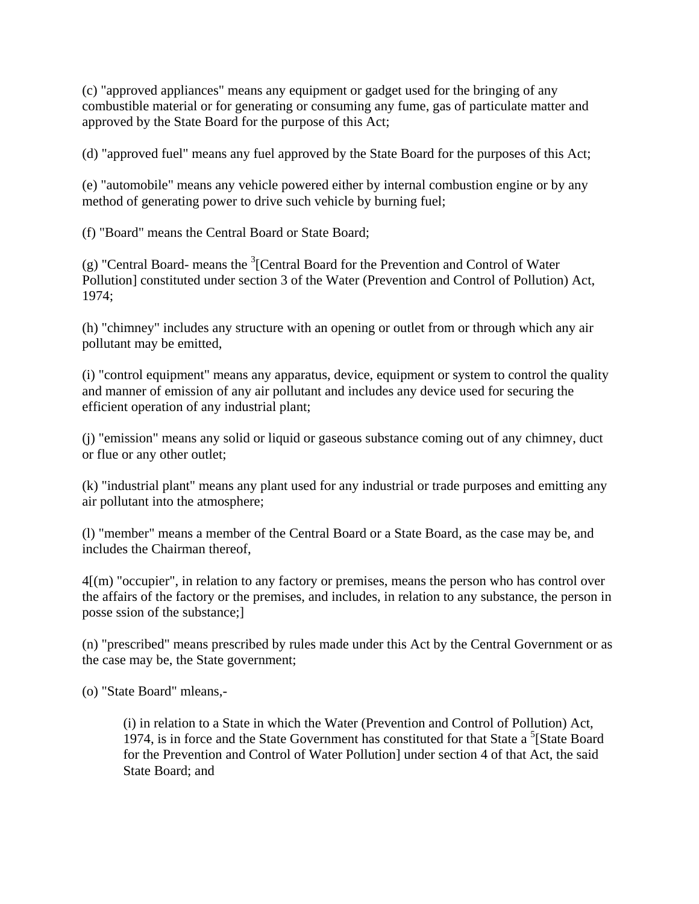(c) "approved appliances" means any equipment or gadget used for the bringing of any combustible material or for generating or consuming any fume, gas of particulate matter and approved by the State Board for the purpose of this Act;

(d) "approved fuel" means any fuel approved by the State Board for the purposes of this Act;

(e) "automobile" means any vehicle powered either by internal combustion engine or by any method of generating power to drive such vehicle by burning fuel;

(f) "Board" means the Central Board or State Board;

(g) "Central Board- means the [3][Central Board for the Prevention and Control of Water Pollution] constituted under section 3 of the Water (Prevention and Control of Pollution) Act, 1974;

(h) "chimney" includes any structure with an opening or outlet from or through which any air pollutant may be emitted,

(i) "control equipment" means any apparatus, device, equipment or system to control the quality and manner of emission of any air pollutant and includes any device used for securing the efficient operation of any industrial plant;

(j) "emission" means any solid or liquid or gaseous substance coming out of any chimney, duct or flue or any other outlet;

(k) "industrial plant" means any plant used for any industrial or trade purposes and emitting any air pollutant into the atmosphere;

(l) "member" means a member of the Central Board or a State Board, as the case may be, and includes the Chairman thereof,

4[(m) "occupier", in relation to any factory or premises, means the person who has control over the affairs of the factory or the premises, and includes, in relation to any substance, the person in posse ssion of the substance;]

(n) "prescribed" means prescribed by rules made under this Act by the Central Government or as the case may be, the State government;

(o) "State Board" mleans,-

> (i) in relation to a State in which the Water (Prevention and Control of Pollution) Act, 1974, is in force and the State Government has constituted for that State a [5][State Board for the Prevention and Control of Water Pollution] under section 4 of that Act, the said State Board; and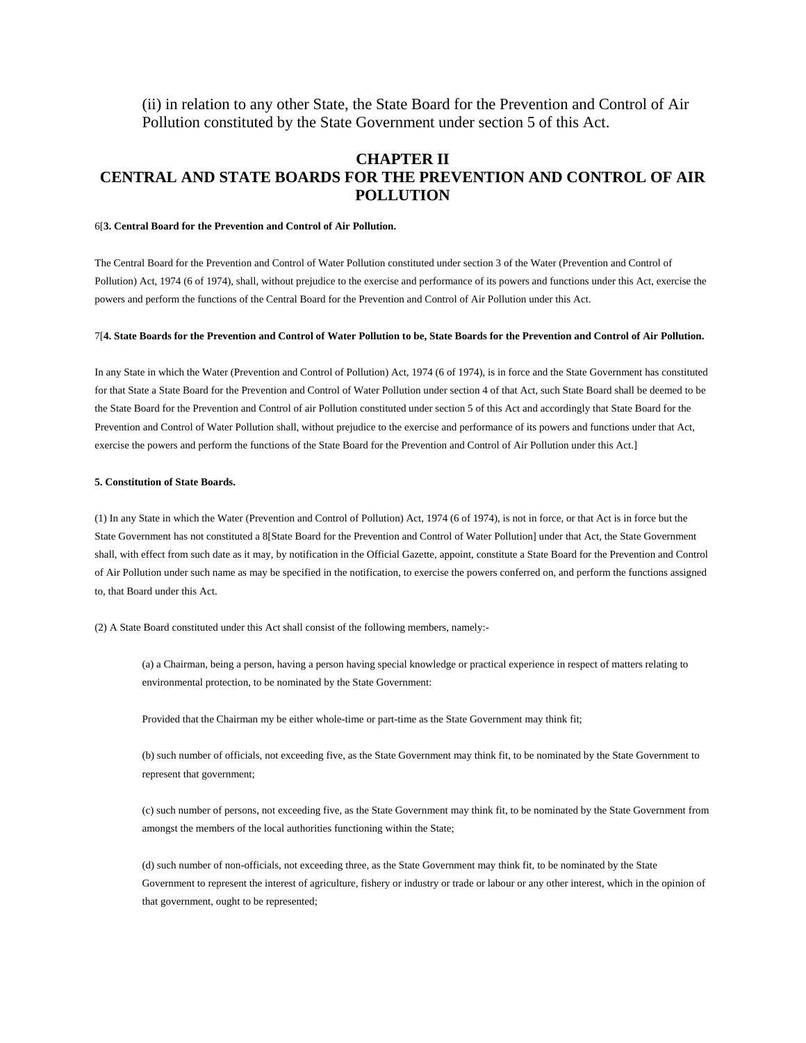(ii) in relation to any other State, the State Board for the Prevention and Control of Air Pollution constituted by the State Government under section 5 of this Act.

## CHAPTER II
## CENTRAL AND STATE BOARDS FOR THE PREVENTION AND CONTROL OF AIR POLLUTION

6[**3. Central Board for the Prevention and Control of Air Pollution.**

The Central Board for the Prevention and Control of Water Pollution constituted under section 3 of the Water (Prevention and Control of Pollution) Act, 1974 (6 of 1974), shall, without prejudice to the exercise and performance of its powers and functions under this Act, exercise the powers and perform the functions of the Central Board for the Prevention and Control of Air Pollution under this Act.

7[**4. State Boards for the Prevention and Control of Water Pollution to be, State Boards for the Prevention and Control of Air Pollution.**

In any State in which the Water (Prevention and Control of Pollution) Act, 1974 (6 of 1974), is in force and the State Government has constituted for that State a State Board for the Prevention and Control of Water Pollution under section 4 of that Act, such State Board shall be deemed to be the State Board for the Prevention and Control of air Pollution constituted under section 5 of this Act and accordingly that State Board for the Prevention and Control of Water Pollution shall, without prejudice to the exercise and performance of its powers and functions under that Act, exercise the powers and perform the functions of the State Board for the Prevention and Control of Air Pollution under this Act.]

**5. Constitution of State Boards.**

(1) In any State in which the Water (Prevention and Control of Pollution) Act, 1974 (6 of 1974), is not in force, or that Act is in force but the State Government has not constituted a 8[State Board for the Prevention and Control of Water Pollution] under that Act, the State Government shall, with effect from such date as it may, by notification in the Official Gazette, appoint, constitute a State Board for the Prevention and Control of Air Pollution under such name as may be specified in the notification, to exercise the powers conferred on, and perform the functions assigned to, that Board under this Act.

(2) A State Board constituted under this Act shall consist of the following members, namely:-

(a) a Chairman, being a person, having a person having special knowledge or practical experience in respect of matters relating to environmental protection, to be nominated by the State Government:

Provided that the Chairman my be either whole-time or part-time as the State Government may think fit;

(b) such number of officials, not exceeding five, as the State Government may think fit, to be nominated by the State Government to represent that government;

(c) such number of persons, not exceeding five, as the State Government may think fit, to be nominated by the State Government from amongst the members of the local authorities functioning within the State;

(d) such number of non-officials, not exceeding three, as the State Government may think fit, to be nominated by the State Government to represent the interest of agriculture, fishery or industry or trade or labour or any other interest, which in the opinion of that government, ought to be represented;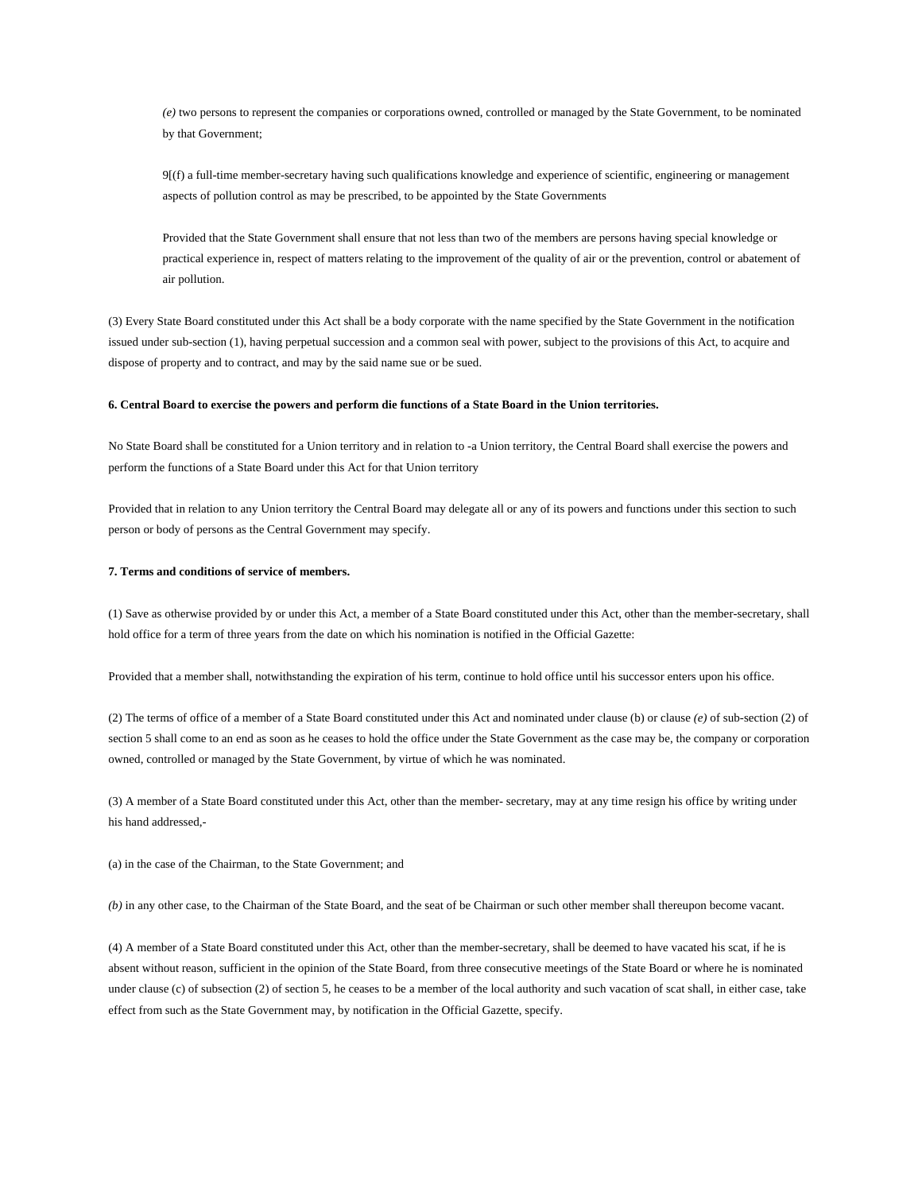*(e)* two persons to represent the companies or corporations owned, controlled or managed by the State Government, to be nominated by that Government;

9[(f) a full-time member-secretary having such qualifications knowledge and experience of scientific, engineering or management aspects of pollution control as may be prescribed, to be appointed by the State Governments

Provided that the State Government shall ensure that not less than two of the members are persons having special knowledge or practical experience in, respect of matters relating to the improvement of the quality of air or the prevention, control or abatement of air pollution.

(3) Every State Board constituted under this Act shall be a body corporate with the name specified by the State Government in the notification issued under sub-section (1), having perpetual succession and a common seal with power, subject to the provisions of this Act, to acquire and dispose of property and to contract, and may by the said name sue or be sued.

**6. Central Board to exercise the powers and perform die functions of a State Board in the Union territories.**

No State Board shall be constituted for a Union territory and in relation to -a Union territory, the Central Board shall exercise the powers and perform the functions of a State Board under this Act for that Union territory

Provided that in relation to any Union territory the Central Board may delegate all or any of its powers and functions under this section to such person or body of persons as the Central Government may specify.

**7. Terms and conditions of service of members.**

(1) Save as otherwise provided by or under this Act, a member of a State Board constituted under this Act, other than the member-secretary, shall hold office for a term of three years from the date on which his nomination is notified in the Official Gazette:

Provided that a member shall, notwithstanding the expiration of his term, continue to hold office until his successor enters upon his office.

(2) The terms of office of a member of a State Board constituted under this Act and nominated under clause (b) or clause *(e)* of sub-section (2) of section 5 shall come to an end as soon as he ceases to hold the office under the State Government as the case may be, the company or corporation owned, controlled or managed by the State Government, by virtue of which he was nominated.

(3) A member of a State Board constituted under this Act, other than the member- secretary, may at any time resign his office by writing under his hand addressed,-

(a) in the case of the Chairman, to the State Government; and

*(b)* in any other case, to the Chairman of the State Board, and the seat of be Chairman or such other member shall thereupon become vacant.

(4) A member of a State Board constituted under this Act, other than the member-secretary, shall be deemed to have vacated his scat, if he is absent without reason, sufficient in the opinion of the State Board, from three consecutive meetings of the State Board or where he is nominated under clause (c) of subsection (2) of section 5, he ceases to be a member of the local authority and such vacation of scat shall, in either case, take effect from such as the State Government may, by notification in the Official Gazette, specify.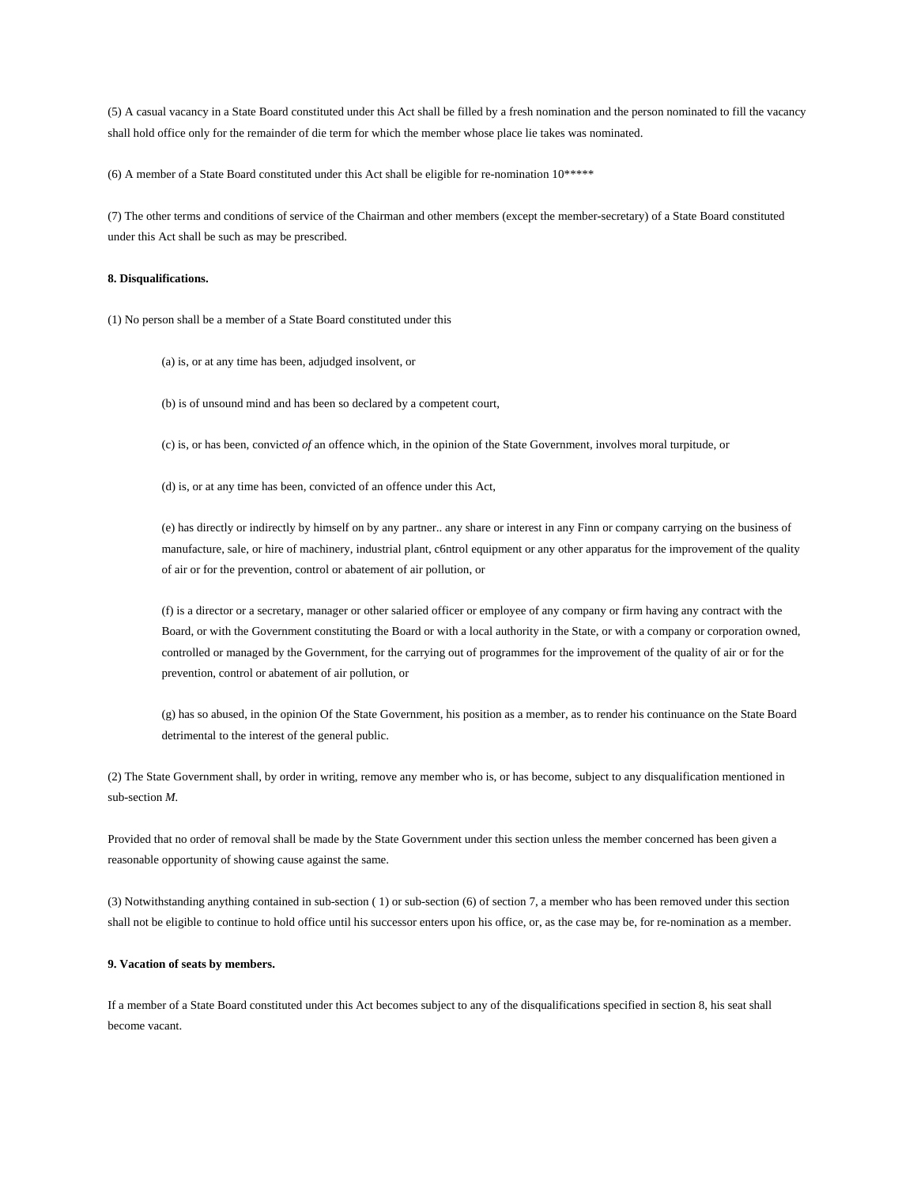(5) A casual vacancy in a State Board constituted under this Act shall be filled by a fresh nomination and the person nominated to fill the vacancy shall hold office only for the remainder of die term for which the member whose place lie takes was nominated.

(6) A member of a State Board constituted under this Act shall be eligible for re-nomination 10*****

(7) The other terms and conditions of service of the Chairman and other members (except the member-secretary) of a State Board constituted under this Act shall be such as may be prescribed.

**8. Disqualifications.**

(1) No person shall be a member of a State Board constituted under this

> (a) is, or at any time has been, adjudged insolvent, or
>
> (b) is of unsound mind and has been so declared by a competent court,
>
> (c) is, or has been, convicted *of* an offence which, in the opinion of the State Government, involves moral turpitude, or
>
> (d) is, or at any time has been, convicted of an offence under this Act,
>
> (e) has directly or indirectly by himself on by any partner.. any share or interest in any Finn or company carrying on the business of manufacture, sale, or hire of machinery, industrial plant, c6ntrol equipment or any other apparatus for the improvement of the quality of air or for the prevention, control or abatement of air pollution, or
>
> (f) is a director or a secretary, manager or other salaried officer or employee of any company or firm having any contract with the Board, or with the Government constituting the Board or with a local authority in the State, or with a company or corporation owned, controlled or managed by the Government, for the carrying out of programmes for the improvement of the quality of air or for the prevention, control or abatement of air pollution, or
>
> (g) has so abused, in the opinion Of the State Government, his position as a member, as to render his continuance on the State Board detrimental to the interest of the general public.

(2) The State Government shall, by order in writing, remove any member who is, or has become, subject to any disqualification mentioned in sub-section *M*.

Provided that no order of removal shall be made by the State Government under this section unless the member concerned has been given a reasonable opportunity of showing cause against the same.

(3) Notwithstanding anything contained in sub-section ( 1) or sub-section (6) of section 7, a member who has been removed under this section shall not be eligible to continue to hold office until his successor enters upon his office, or, as the case may be, for re-nomination as a member.

**9. Vacation of seats by members.**

If a member of a State Board constituted under this Act becomes subject to any of the disqualifications specified in section 8, his seat shall become vacant.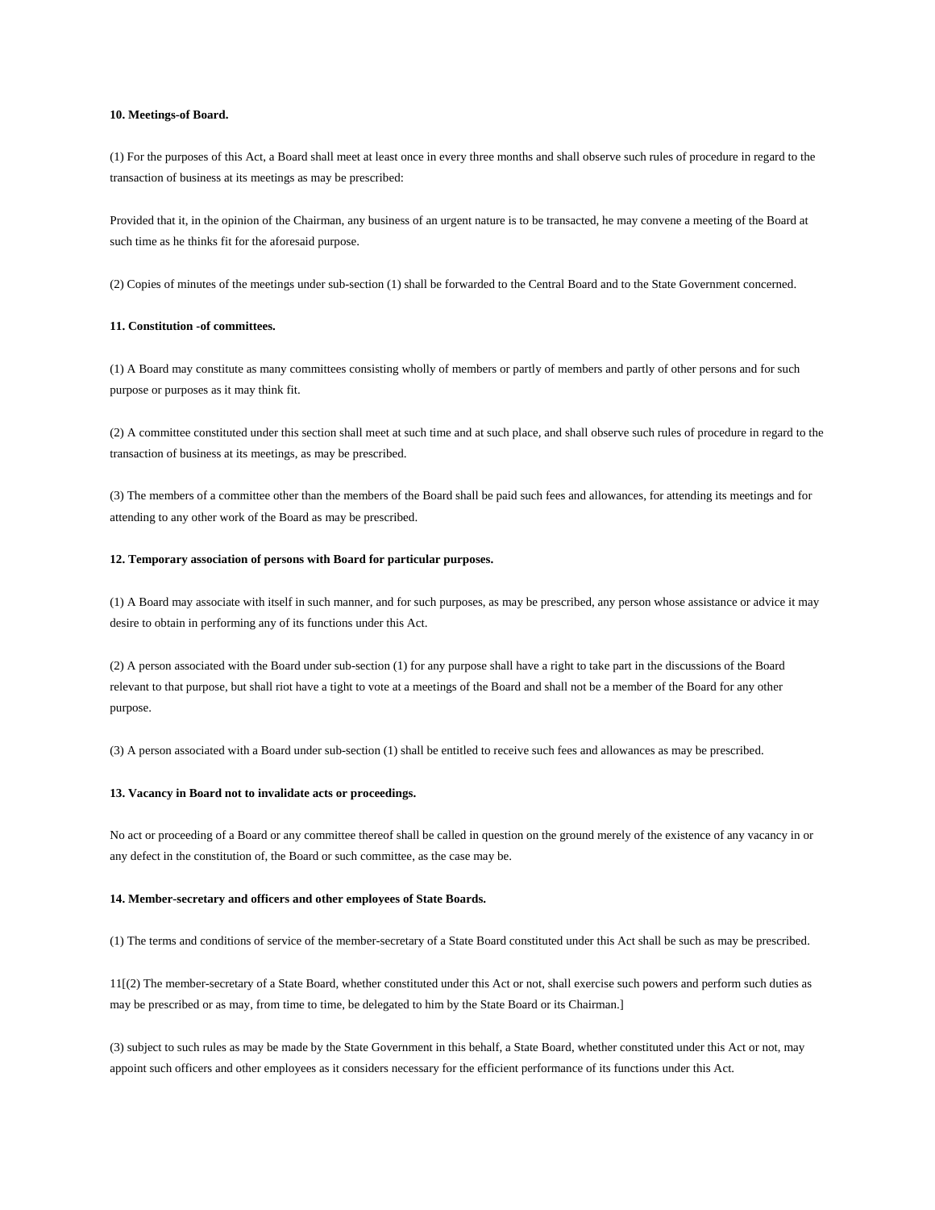**10. Meetings-of Board.**

(1) For the purposes of this Act, a Board shall meet at least once in every three months and shall observe such rules of procedure in regard to the transaction of business at its meetings as may be prescribed:

Provided that it, in the opinion of the Chairman, any business of an urgent nature is to be transacted, he may convene a meeting of the Board at such time as he thinks fit for the aforesaid purpose.

(2) Copies of minutes of the meetings under sub-section (1) shall be forwarded to the Central Board and to the State Government concerned.

**11. Constitution -of committees.**

(1) A Board may constitute as many committees consisting wholly of members or partly of members and partly of other persons and for such purpose or purposes as it may think fit.

(2) A committee constituted under this section shall meet at such time and at such place, and shall observe such rules of procedure in regard to the transaction of business at its meetings, as may be prescribed.

(3) The members of a committee other than the members of the Board shall be paid such fees and allowances, for attending its meetings and for attending to any other work of the Board as may be prescribed.

**12. Temporary association of persons with Board for particular purposes.**

(1) A Board may associate with itself in such manner, and for such purposes, as may be prescribed, any person whose assistance or advice it may desire to obtain in performing any of its functions under this Act.

(2) A person associated with the Board under sub-section (1) for any purpose shall have a right to take part in the discussions of the Board relevant to that purpose, but shall riot have a tight to vote at a meetings of the Board and shall not be a member of the Board for any other purpose.

(3) A person associated with a Board under sub-section (1) shall be entitled to receive such fees and allowances as may be prescribed.

**13. Vacancy in Board not to invalidate acts or proceedings.**

No act or proceeding of a Board or any committee thereof shall be called in question on the ground merely of the existence of any vacancy in or any defect in the constitution of, the Board or such committee, as the case may be.

**14. Member-secretary and officers and other employees of State Boards.**

(1) The terms and conditions of service of the member-secretary of a State Board constituted under this Act shall be such as may be prescribed.

11[(2) The member-secretary of a State Board, whether constituted under this Act or not, shall exercise such powers and perform such duties as may be prescribed or as may, from time to time, be delegated to him by the State Board or its Chairman.]

(3) subject to such rules as may be made by the State Government in this behalf, a State Board, whether constituted under this Act or not, may appoint such officers and other employees as it considers necessary for the efficient performance of its functions under this Act.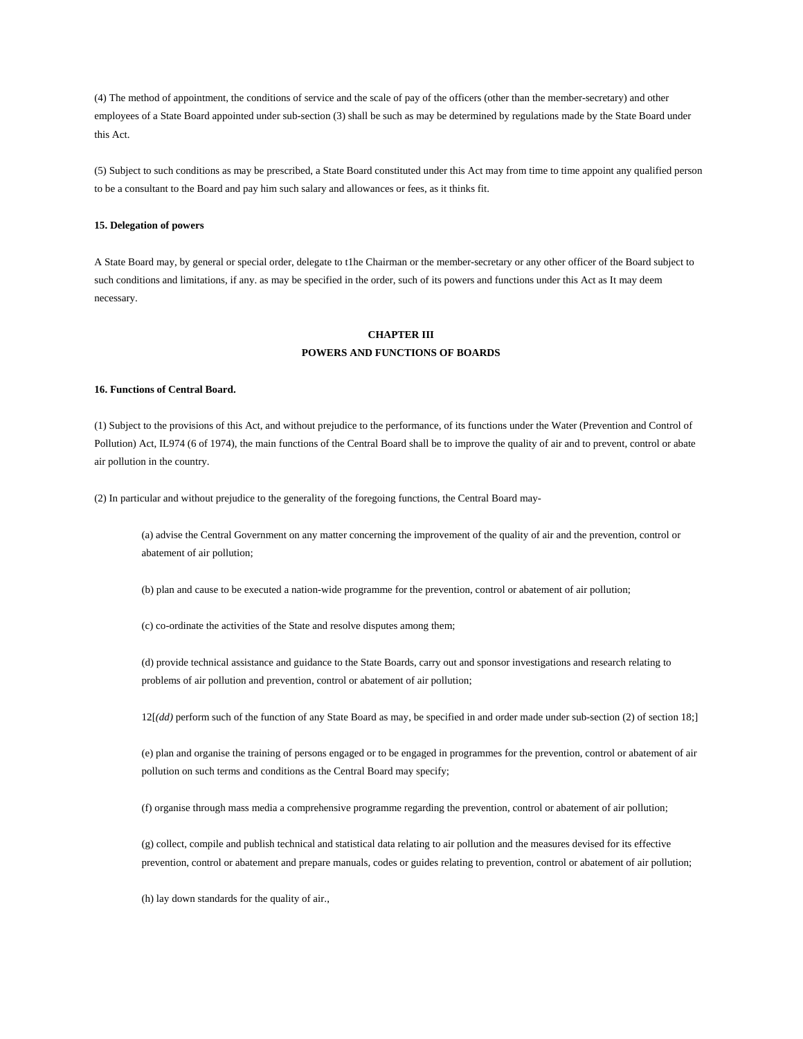(4) The method of appointment, the conditions of service and the scale of pay of the officers (other than the member-secretary) and other employees of a State Board appointed under sub-section (3) shall be such as may be determined by regulations made by the State Board under this Act.

(5) Subject to such conditions as may be prescribed, a State Board constituted under this Act may from time to time appoint any qualified person to be a consultant to the Board and pay him such salary and allowances or fees, as it thinks fit.

**15. Delegation of powers**

A State Board may, by general or special order, delegate to t1he Chairman or the member-secretary or any other officer of the Board subject to such conditions and limitations, if any. as may be specified in the order, such of its powers and functions under this Act as It may deem necessary.

## CHAPTER III
## POWERS AND FUNCTIONS OF BOARDS

**16. Functions of Central Board.**

(1) Subject to the provisions of this Act, and without prejudice to the performance, of its functions under the Water (Prevention and Control of Pollution) Act, IL974 (6 of 1974), the main functions of the Central Board shall be to improve the quality of air and to prevent, control or abate air pollution in the country.

(2) In particular and without prejudice to the generality of the foregoing functions, the Central Board may-

(a) advise the Central Government on any matter concerning the improvement of the quality of air and the prevention, control or abatement of air pollution;

(b) plan and cause to be executed a nation-wide programme for the prevention, control or abatement of air pollution;

(c) co-ordinate the activities of the State and resolve disputes among them;

(d) provide technical assistance and guidance to the State Boards, carry out and sponsor investigations and research relating to problems of air pollution and prevention, control or abatement of air pollution;

12[*(dd)* perform such of the function of any State Board as may, be specified in and order made under sub-section (2) of section 18;]

(e) plan and organise the training of persons engaged or to be engaged in programmes for the prevention, control or abatement of air pollution on such terms and conditions as the Central Board may specify;

(f) organise through mass media a comprehensive programme regarding the prevention, control or abatement of air pollution;

(g) collect, compile and publish technical and statistical data relating to air pollution and the measures devised for its effective prevention, control or abatement and prepare manuals, codes or guides relating to prevention, control or abatement of air pollution;

(h) lay down standards for the quality of air.,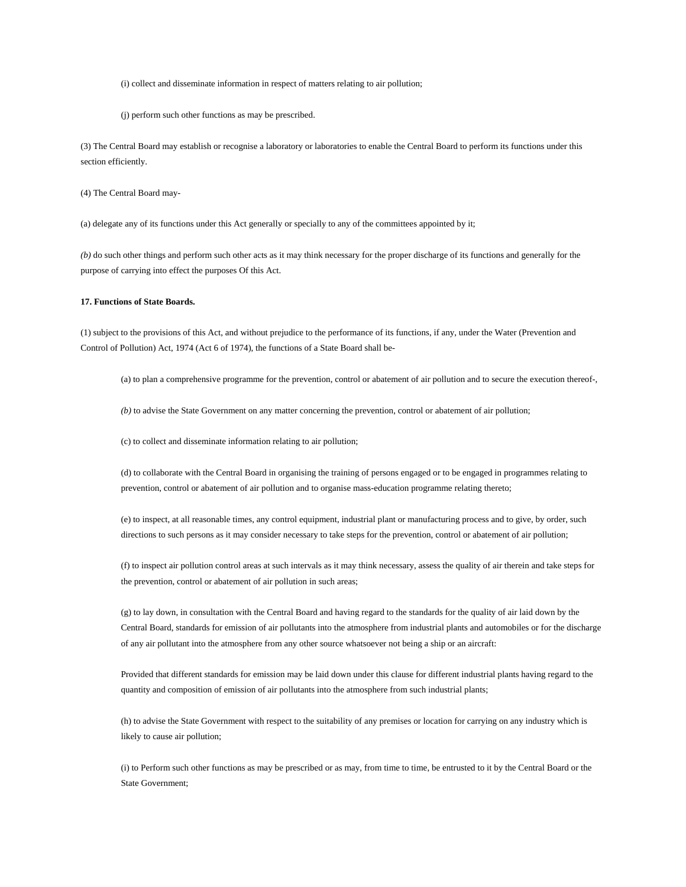(i) collect and disseminate information in respect of matters relating to air pollution;

(j) perform such other functions as may be prescribed.

(3) The Central Board may establish or recognise a laboratory or laboratories to enable the Central Board to perform its functions under this section efficiently.

(4) The Central Board may-

(a) delegate any of its functions under this Act generally or specially to any of the committees appointed by it;

*(b)* do such other things and perform such other acts as it may think necessary for the proper discharge of its functions and generally for the purpose of carrying into effect the purposes Of this Act.

**17. Functions of State Boards.**

(1) subject to the provisions of this Act, and without prejudice to the performance of its functions, if any, under the Water (Prevention and Control of Pollution) Act, 1974 (Act 6 of 1974), the functions of a State Board shall be-

(a) to plan a comprehensive programme for the prevention, control or abatement of air pollution and to secure the execution thereof-,

*(b)* to advise the State Government on any matter concerning the prevention, control or abatement of air pollution;

(c) to collect and disseminate information relating to air pollution;

(d) to collaborate with the Central Board in organising the training of persons engaged or to be engaged in programmes relating to prevention, control or abatement of air pollution and to organise mass-education programme relating thereto;

(e) to inspect, at all reasonable times, any control equipment, industrial plant or manufacturing process and to give, by order, such directions to such persons as it may consider necessary to take steps for the prevention, control or abatement of air pollution;

(f) to inspect air pollution control areas at such intervals as it may think necessary, assess the quality of air therein and take steps for the prevention, control or abatement of air pollution in such areas;

(g) to lay down, in consultation with the Central Board and having regard to the standards for the quality of air laid down by the Central Board, standards for emission of air pollutants into the atmosphere from industrial plants and automobiles or for the discharge of any air pollutant into the atmosphere from any other source whatsoever not being a ship or an aircraft:

Provided that different standards for emission may be laid down under this clause for different industrial plants having regard to the quantity and composition of emission of air pollutants into the atmosphere from such industrial plants;

(h) to advise the State Government with respect to the suitability of any premises or location for carrying on any industry which is likely to cause air pollution;

(i) to Perform such other functions as may be prescribed or as may, from time to time, be entrusted to it by the Central Board or the State Government;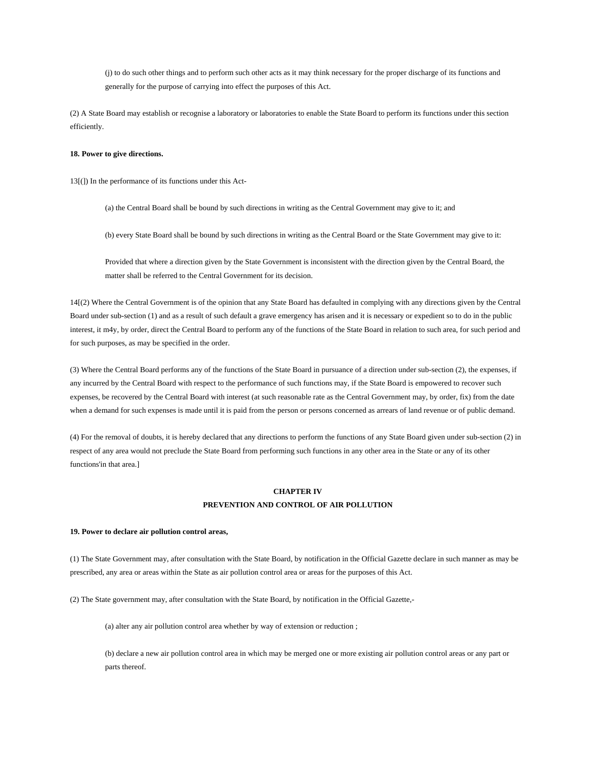(j) to do such other things and to perform such other acts as it may think necessary for the proper discharge of its functions and generally for the purpose of carrying into effect the purposes of this Act.

(2) A State Board may establish or recognise a laboratory or laboratories to enable the State Board to perform its functions under this section efficiently.

**18. Power to give directions.**

13[(]) In the performance of its functions under this Act-

(a) the Central Board shall be bound by such directions in writing as the Central Government may give to it; and

(b) every State Board shall be bound by such directions in writing as the Central Board or the State Government may give to it:

Provided that where a direction given by the State Government is inconsistent with the direction given by the Central Board, the matter shall be referred to the Central Government for its decision.

14[(2) Where the Central Government is of the opinion that any State Board has defaulted in complying with any directions given by the Central Board under sub-section (1) and as a result of such default a grave emergency has arisen and it is necessary or expedient so to do in the public interest, it m4y, by order, direct the Central Board to perform any of the functions of the State Board in relation to such area, for such period and for such purposes, as may be specified in the order.

(3) Where the Central Board performs any of the functions of the State Board in pursuance of a direction under sub-section (2), the expenses, if any incurred by the Central Board with respect to the performance of such functions may, if the State Board is empowered to recover such expenses, be recovered by the Central Board with interest (at such reasonable rate as the Central Government may, by order, fix) from the date when a demand for such expenses is made until it is paid from the person or persons concerned as arrears of land revenue or of public demand.

(4) For the removal of doubts, it is hereby declared that any directions to perform the functions of any State Board given under sub-section (2) in respect of any area would not preclude the State Board from performing such functions in any other area in the State or any of its other functions'in that area.]

## CHAPTER IV
## PREVENTION AND CONTROL OF AIR POLLUTION

**19. Power to declare air pollution control areas,**

(1) The State Government may, after consultation with the State Board, by notification in the Official Gazette declare in such manner as may be prescribed, any area or areas within the State as air pollution control area or areas for the purposes of this Act.

(2) The State government may, after consultation with the State Board, by notification in the Official Gazette,-

(a) alter any air pollution control area whether by way of extension or reduction ;

(b) declare a new air pollution control area in which may be merged one or more existing air pollution control areas or any part or parts thereof.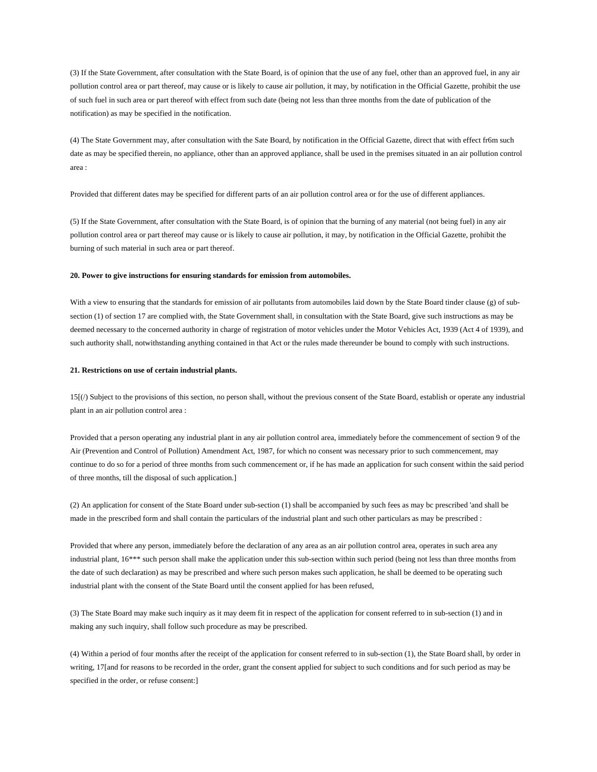(3) If the State Government, after consultation with the State Board, is of opinion that the use of any fuel, other than an approved fuel, in any air pollution control area or part thereof, may cause or is likely to cause air pollution, it may, by notification in the Official Gazette, prohibit the use of such fuel in such area or part thereof with effect from such date (being not less than three months from the date of publication of the notification) as may be specified in the notification.

(4) The State Government may, after consultation with the Sate Board, by notification in the Official Gazette, direct that with effect fr6m such date as may be specified therein, no appliance, other than an approved appliance, shall be used in the premises situated in an air pollution control area :

Provided that different dates may be specified for different parts of an air pollution control area or for the use of different appliances.

(5) If the State Government, after consultation with the State Board, is of opinion that the burning of any material (not being fuel) in any air pollution control area or part thereof may cause or is likely to cause air pollution, it may, by notification in the Official Gazette, prohibit the burning of such material in such area or part thereof.

**20. Power to give instructions for ensuring standards for emission from automobiles.**

With a view to ensuring that the standards for emission of air pollutants from automobiles laid down by the State Board tinder clause (g) of sub-section (1) of section 17 are complied with, the State Government shall, in consultation with the State Board, give such instructions as may be deemed necessary to the concerned authority in charge of registration of motor vehicles under the Motor Vehicles Act, 1939 (Act 4 of 1939), and such authority shall, notwithstanding anything contained in that Act or the rules made thereunder be bound to comply with such instructions.

**21. Restrictions on use of certain industrial plants.**

15[(/) Subject to the provisions of this section, no person shall, without the previous consent of the State Board, establish or operate any industrial plant in an air pollution control area :

Provided that a person operating any industrial plant in any air pollution control area, immediately before the commencement of section 9 of the Air (Prevention and Control of Pollution) Amendment Act, 1987, for which no consent was necessary prior to such commencement, may continue to do so for a period of three months from such commencement or, if he has made an application for such consent within the said period of three months, till the disposal of such application.]

(2) An application for consent of the State Board under sub-section (1) shall be accompanied by such fees as may bc prescribed 'and shall be made in the prescribed form and shall contain the particulars of the industrial plant and such other particulars as may be prescribed :

Provided that where any person, immediately before the declaration of any area as an air pollution control area, operates in such area any industrial plant, 16*** such person shall make the application under this sub-section within such period (being not less than three months from the date of such declaration) as may be prescribed and where such person makes such application, he shall be deemed to be operating such industrial plant with the consent of the State Board until the consent applied for has been refused,

(3) The State Board may make such inquiry as it may deem fit in respect of the application for consent referred to in sub-section (1) and in making any such inquiry, shall follow such procedure as may be prescribed.

(4) Within a period of four months after the receipt of the application for consent referred to in sub-section (1), the State Board shall, by order in writing, 17[and for reasons to be recorded in the order, grant the consent applied for subject to such conditions and for such period as may be specified in the order, or refuse consent:]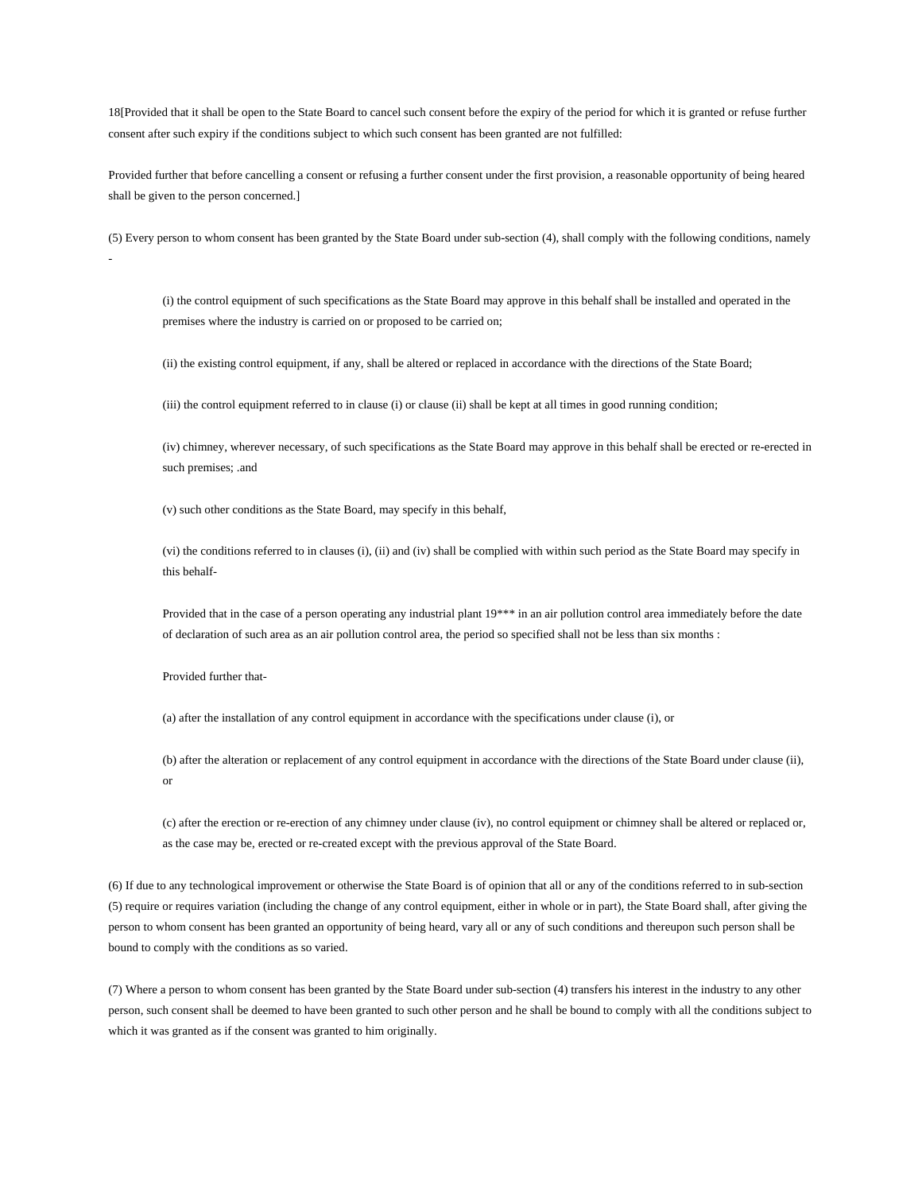18[Provided that it shall be open to the State Board to cancel such consent before the expiry of the period for which it is granted or refuse further consent after such expiry if the conditions subject to which such consent has been granted are not fulfilled:

Provided further that before cancelling a consent or refusing a further consent under the first provision, a reasonable opportunity of being heared shall be given to the person concerned.]

(5) Every person to whom consent has been granted by the State Board under sub-section (4), shall comply with the following conditions, namely -

> (i) the control equipment of such specifications as the State Board may approve in this behalf shall be installed and operated in the premises where the industry is carried on or proposed to be carried on;
>
> (ii) the existing control equipment, if any, shall be altered or replaced in accordance with the directions of the State Board;
>
> (iii) the control equipment referred to in clause (i) or clause (ii) shall be kept at all times in good running condition;
>
> (iv) chimney, wherever necessary, of such specifications as the State Board may approve in this behalf shall be erected or re-erected in such premises; .and
>
> (v) such other conditions as the State Board, may specify in this behalf,
>
> (vi) the conditions referred to in clauses (i), (ii) and (iv) shall be complied with within such period as the State Board may specify in this behalf-
>
> Provided that in the case of a person operating any industrial plant 19*** in an air pollution control area immediately before the date of declaration of such area as an air pollution control area, the period so specified shall not be less than six months :
>
> Provided further that-
>
> (a) after the installation of any control equipment in accordance with the specifications under clause (i), or
>
> (b) after the alteration or replacement of any control equipment in accordance with the directions of the State Board under clause (ii), or
>
> (c) after the erection or re-erection of any chimney under clause (iv), no control equipment or chimney shall be altered or replaced or, as the case may be, erected or re-created except with the previous approval of the State Board.

(6) If due to any technological improvement or otherwise the State Board is of opinion that all or any of the conditions referred to in sub-section (5) require or requires variation (including the change of any control equipment, either in whole or in part), the State Board shall, after giving the person to whom consent has been granted an opportunity of being heard, vary all or any of such conditions and thereupon such person shall be bound to comply with the conditions as so varied.

(7) Where a person to whom consent has been granted by the State Board under sub-section (4) transfers his interest in the industry to any other person, such consent shall be deemed to have been granted to such other person and he shall be bound to comply with all the conditions subject to which it was granted as if the consent was granted to him originally.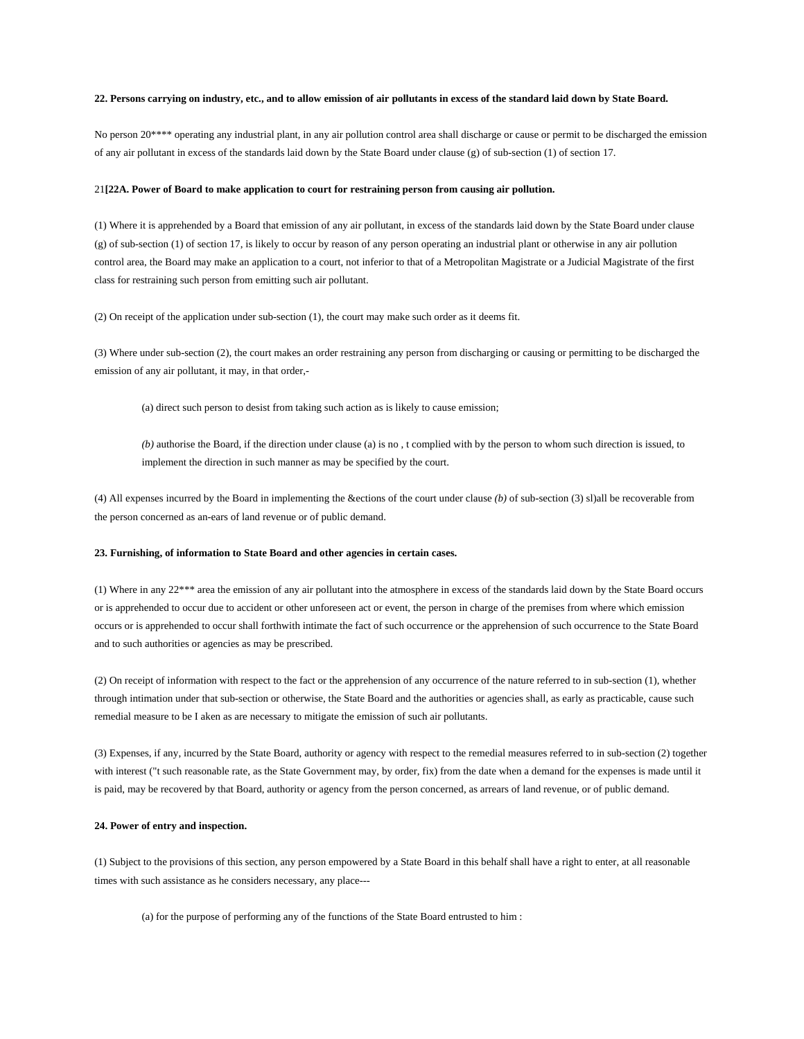**22. Persons carrying on industry, etc., and to allow emission of air pollutants in excess of the standard laid down by State Board.**

No person 20**** operating any industrial plant, in any air pollution control area shall discharge or cause or permit to be discharged the emission of any air pollutant in excess of the standards laid down by the State Board under clause (g) of sub-section (1) of section 17.

21**[22A. Power of Board to make application to court for restraining person from causing air pollution.**

(1) Where it is apprehended by a Board that emission of any air pollutant, in excess of the standards laid down by the State Board under clause (g) of sub-section (1) of section 17, is likely to occur by reason of any person operating an industrial plant or otherwise in any air pollution control area, the Board may make an application to a court, not inferior to that of a Metropolitan Magistrate or a Judicial Magistrate of the first class for restraining such person from emitting such air pollutant.

(2) On receipt of the application under sub-section (1), the court may make such order as it deems fit.

(3) Where under sub-section (2), the court makes an order restraining any person from discharging or causing or permitting to be discharged the emission of any air pollutant, it may, in that order,-

> (a) direct such person to desist from taking such action as is likely to cause emission;
>
> *(b)* authorise the Board, if the direction under clause (a) is no , t complied with by the person to whom such direction is issued, to implement the direction in such manner as may be specified by the court.

(4) All expenses incurred by the Board in implementing the &ections of the court under clause *(b)* of sub-section (3) sl)all be recoverable from the person concerned as an-ears of land revenue or of public demand.

**23. Furnishing, of information to State Board and other agencies in certain cases.**

(1) Where in any 22*** area the emission of any air pollutant into the atmosphere in excess of the standards laid down by the State Board occurs or is apprehended to occur due to accident or other unforeseen act or event, the person in charge of the premises from where which emission occurs or is apprehended to occur shall forthwith intimate the fact of such occurrence or the apprehension of such occurrence to the State Board and to such authorities or agencies as may be prescribed.

(2) On receipt of information with respect to the fact or the apprehension of any occurrence of the nature referred to in sub-section (1), whether through intimation under that sub-section or otherwise, the State Board and the authorities or agencies shall, as early as practicable, cause such remedial measure to be I aken as are necessary to mitigate the emission of such air pollutants.

(3) Expenses, if any, incurred by the State Board, authority or agency with respect to the remedial measures referred to in sub-section (2) together with interest ("t such reasonable rate, as the State Government may, by order, fix) from the date when a demand for the expenses is made until it is paid, may be recovered by that Board, authority or agency from the person concerned, as arrears of land revenue, or of public demand.

**24. Power of entry and inspection.**

(1) Subject to the provisions of this section, any person empowered by a State Board in this behalf shall have a right to enter, at all reasonable times with such assistance as he considers necessary, any place---

> (a) for the purpose of performing any of the functions of the State Board entrusted to him :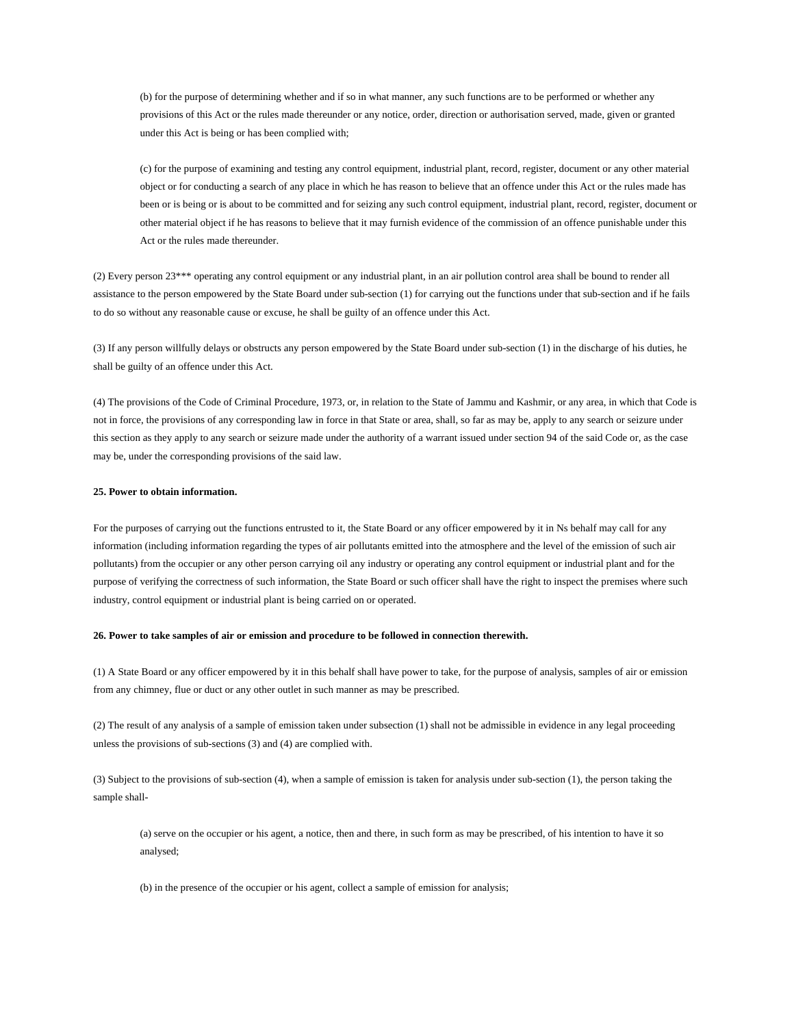(b) for the purpose of determining whether and if so in what manner, any such functions are to be performed or whether any provisions of this Act or the rules made thereunder or any notice, order, direction or authorisation served, made, given or granted under this Act is being or has been complied with;

(c) for the purpose of examining and testing any control equipment, industrial plant, record, register, document or any other material object or for conducting a search of any place in which he has reason to believe that an offence under this Act or the rules made has been or is being or is about to be committed and for seizing any such control equipment, industrial plant, record, register, document or other material object if he has reasons to believe that it may furnish evidence of the commission of an offence punishable under this Act or the rules made thereunder.

(2) Every person 23*** operating any control equipment or any industrial plant, in an air pollution control area shall be bound to render all assistance to the person empowered by the State Board under sub-section (1) for carrying out the functions under that sub-section and if he fails to do so without any reasonable cause or excuse, he shall be guilty of an offence under this Act.

(3) If any person willfully delays or obstructs any person empowered by the State Board under sub-section (1) in the discharge of his duties, he shall be guilty of an offence under this Act.

(4) The provisions of the Code of Criminal Procedure, 1973, or, in relation to the State of Jammu and Kashmir, or any area, in which that Code is not in force, the provisions of any corresponding law in force in that State or area, shall, so far as may be, apply to any search or seizure under this section as they apply to any search or seizure made under the authority of a warrant issued under section 94 of the said Code or, as the case may be, under the corresponding provisions of the said law.

**25. Power to obtain information.**

For the purposes of carrying out the functions entrusted to it, the State Board or any officer empowered by it in Ns behalf may call for any information (including information regarding the types of air pollutants emitted into the atmosphere and the level of the emission of such air pollutants) from the occupier or any other person carrying oil any industry or operating any control equipment or industrial plant and for the purpose of verifying the correctness of such information, the State Board or such officer shall have the right to inspect the premises where such industry, control equipment or industrial plant is being carried on or operated.

**26. Power to take samples of air or emission and procedure to be followed in connection therewith.**

(1) A State Board or any officer empowered by it in this behalf shall have power to take, for the purpose of analysis, samples of air or emission from any chimney, flue or duct or any other outlet in such manner as may be prescribed.

(2) The result of any analysis of a sample of emission taken under subsection (1) shall not be admissible in evidence in any legal proceeding unless the provisions of sub-sections (3) and (4) are complied with.

(3) Subject to the provisions of sub-section (4), when a sample of emission is taken for analysis under sub-section (1), the person taking the sample shall-

(a) serve on the occupier or his agent, a notice, then and there, in such form as may be prescribed, of his intention to have it so analysed;

(b) in the presence of the occupier or his agent, collect a sample of emission for analysis;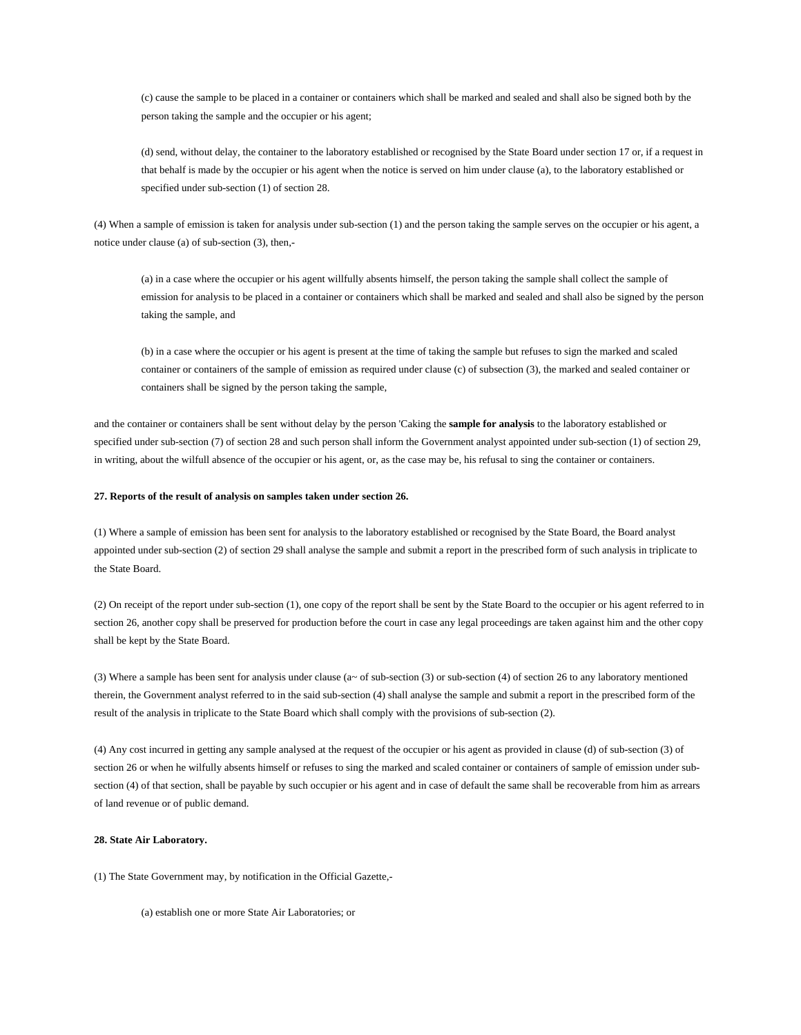(c) cause the sample to be placed in a container or containers which shall be marked and sealed and shall also be signed both by the person taking the sample and the occupier or his agent;

(d) send, without delay, the container to the laboratory established or recognised by the State Board under section 17 or, if a request in that behalf is made by the occupier or his agent when the notice is served on him under clause (a), to the laboratory established or specified under sub-section (1) of section 28.

(4) When a sample of emission is taken for analysis under sub-section (1) and the person taking the sample serves on the occupier or his agent, a notice under clause (a) of sub-section (3), then,-

(a) in a case where the occupier or his agent willfully absents himself, the person taking the sample shall collect the sample of emission for analysis to be placed in a container or containers which shall be marked and sealed and shall also be signed by the person taking the sample, and

(b) in a case where the occupier or his agent is present at the time of taking the sample but refuses to sign the marked and scaled container or containers of the sample of emission as required under clause (c) of subsection (3), the marked and sealed container or containers shall be signed by the person taking the sample,

and the container or containers shall be sent without delay by the person 'Caking the **sample for analysis** to the laboratory established or specified under sub-section (7) of section 28 and such person shall inform the Government analyst appointed under sub-section (1) of section 29, in writing, about the wilfull absence of the occupier or his agent, or, as the case may be, his refusal to sing the container or containers.

**27. Reports of the result of analysis on samples taken under section 26.**

(1) Where a sample of emission has been sent for analysis to the laboratory established or recognised by the State Board, the Board analyst appointed under sub-section (2) of section 29 shall analyse the sample and submit a report in the prescribed form of such analysis in triplicate to the State Board.

(2) On receipt of the report under sub-section (1), one copy of the report shall be sent by the State Board to the occupier or his agent referred to in section 26, another copy shall be preserved for production before the court in case any legal proceedings are taken against him and the other copy shall be kept by the State Board.

(3) Where a sample has been sent for analysis under clause (a~ of sub-section (3) or sub-section (4) of section 26 to any laboratory mentioned therein, the Government analyst referred to in the said sub-section (4) shall analyse the sample and submit a report in the prescribed form of the result of the analysis in triplicate to the State Board which shall comply with the provisions of sub-section (2).

(4) Any cost incurred in getting any sample analysed at the request of the occupier or his agent as provided in clause (d) of sub-section (3) of section 26 or when he wilfully absents himself or refuses to sing the marked and scaled container or containers of sample of emission under sub-section (4) of that section, shall be payable by such occupier or his agent and in case of default the same shall be recoverable from him as arrears of land revenue or of public demand.

**28. State Air Laboratory.**

(1) The State Government may, by notification in the Official Gazette,-

(a) establish one or more State Air Laboratories; or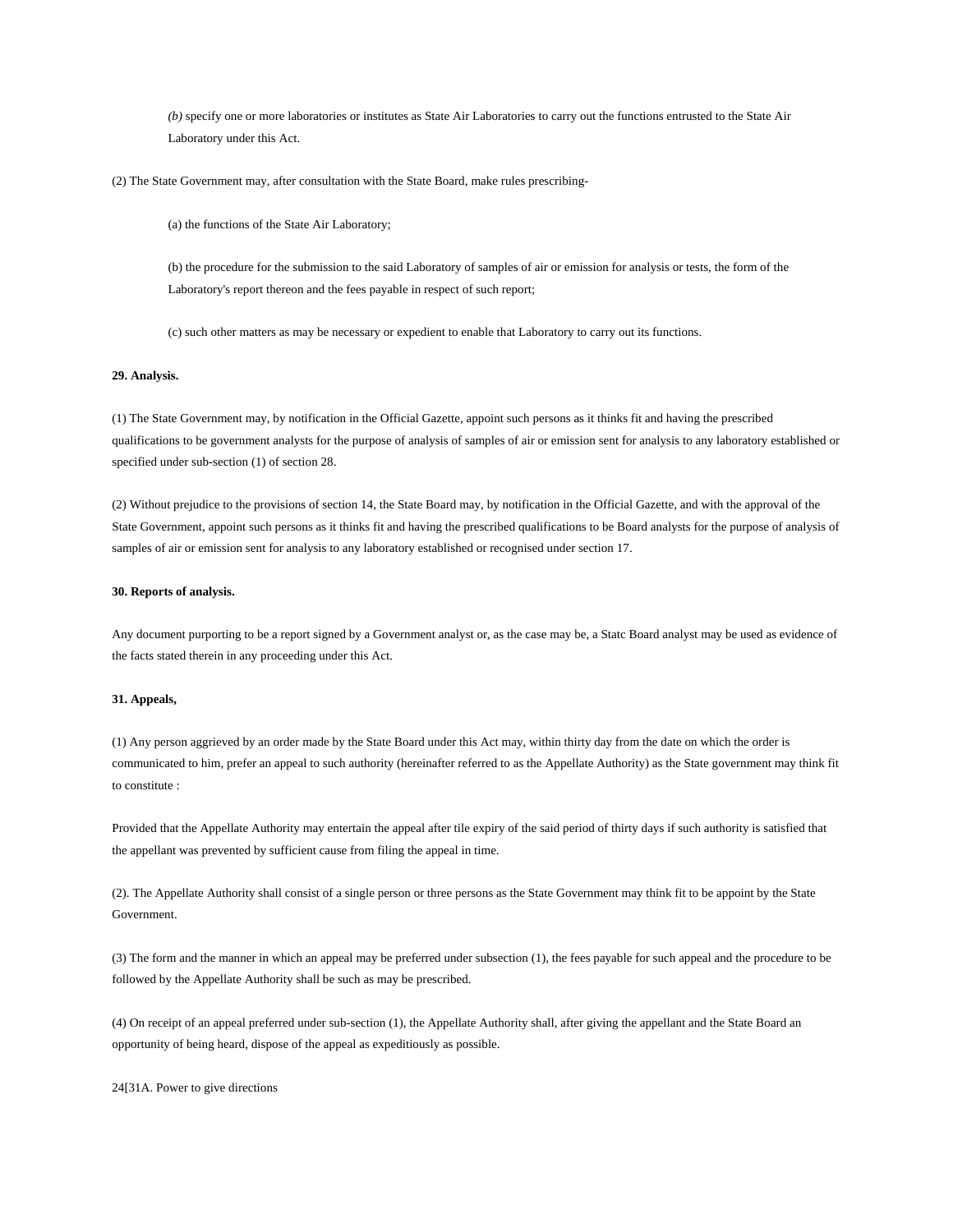*(b)* specify one or more laboratories or institutes as State Air Laboratories to carry out the functions entrusted to the State Air Laboratory under this Act.

(2) The State Government may, after consultation with the State Board, make rules prescribing-

(a) the functions of the State Air Laboratory;

(b) the procedure for the submission to the said Laboratory of samples of air or emission for analysis or tests, the form of the Laboratory's report thereon and the fees payable in respect of such report;

(c) such other matters as may be necessary or expedient to enable that Laboratory to carry out its functions.

**29. Analysis.**

(1) The State Government may, by notification in the Official Gazette, appoint such persons as it thinks fit and having the prescribed qualifications to be government analysts for the purpose of analysis of samples of air or emission sent for analysis to any laboratory established or specified under sub-section (1) of section 28.

(2) Without prejudice to the provisions of section 14, the State Board may, by notification in the Official Gazette, and with the approval of the State Government, appoint such persons as it thinks fit and having the prescribed qualifications to be Board analysts for the purpose of analysis of samples of air or emission sent for analysis to any laboratory established or recognised under section 17.

**30. Reports of analysis.**

Any document purporting to be a report signed by a Government analyst or, as the case may be, a Statc Board analyst may be used as evidence of the facts stated therein in any proceeding under this Act.

**31. Appeals,**

(1) Any person aggrieved by an order made by the State Board under this Act may, within thirty day from the date on which the order is communicated to him, prefer an appeal to such authority (hereinafter referred to as the Appellate Authority) as the State government may think fit to constitute :

Provided that the Appellate Authority may entertain the appeal after tile expiry of the said period of thirty days if such authority is satisfied that the appellant was prevented by sufficient cause from filing the appeal in time.

(2). The Appellate Authority shall consist of a single person or three persons as the State Government may think fit to be appoint by the State Government.

(3) The form and the manner in which an appeal may be preferred under subsection (1), the fees payable for such appeal and the procedure to be followed by the Appellate Authority shall be such as may be prescribed.

(4) On receipt of an appeal preferred under sub-section (1), the Appellate Authority shall, after giving the appellant and the State Board an opportunity of being heard, dispose of the appeal as expeditiously as possible.

24[31A. Power to give directions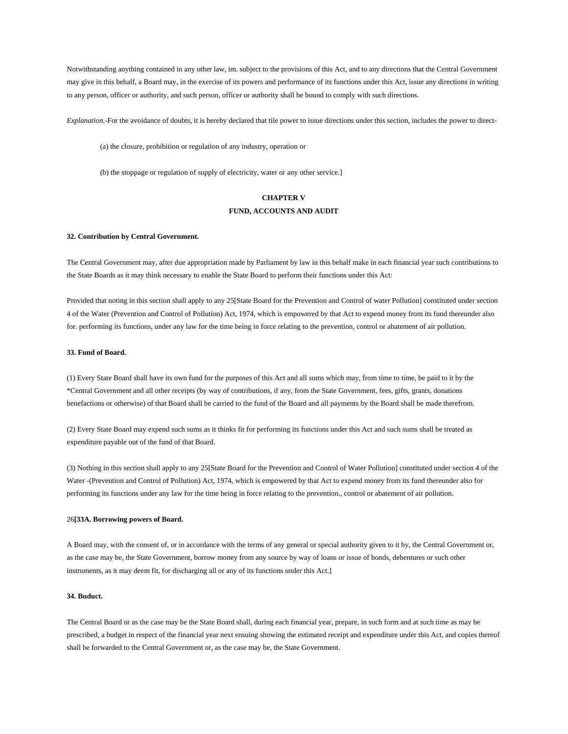Notwithstanding anything contained in any other law, im. subject to the provisions of this Act, and to any directions that the Central Government may give in this behalf, a Board may, in the exercise of its powers and performance of its functions under this Act, issue any directions in writing to any person, officer or authority, and such person, officer or authority shall be bound to comply with such directions.

*Explanation.*-For the avoidance of doubts, it is hereby declared that tile power to issue directions under this section, includes the power to direct-

(a) the closure, prohibition or regulation of any industry, operation or

(b) the stoppage or regulation of supply of electricity, water or any other service.]

## CHAPTER V
## FUND, ACCOUNTS AND AUDIT

**32. Contribution by Central Government.**

The Central Government may, after due appropriation made by Parliament by law in this behalf make in each financial year such contributions to the State Boards as it may think necessary to enable the State Board to perform their functions under this Act:

Provided that noting in this section shall apply to any 25[State Board for the Prevention and Control of water Pollution] constituted under section 4 of the Water (Prevention and Control of Pollution) Act, 1974, which is empowered by that Act to expend money from its fund thereunder also for. performing its functions, under any law for the time being in force relating to the prevention, control or abatement of air pollution.

**33. Fund of Board.**

(1) Every State Board shall have its own fund for the purposes of this Act and all sums which may, from time to time, be paid to it by the *Central Government and all other receipts (by way of contributions, if any, from the State Government, fees, gifts, grants, donations benefactions or otherwise) of that Board shall be carried to the fund of the Board and all payments by the Board shall be made therefrom.

(2) Every State Board may expend such sums as it thinks fit for performing its functions under this Act and such sums shall be treated as expenditure payable out of the fund of that Board.

(3) Nothing in this section shall apply to any 25[State Board for the Prevention and Control of Water Pollution] constituted under section 4 of the Water -(Prevention and Control of Pollution) Act, 1974, which is empowered by that Act to expend money from its fund thereunder also for performing its functions under any law for the time being in force relating to the prevention., control or abatement of air pollution.

26**[33A. Borrowing powers of Board.**

A Board may, with the consent of, or in accordance with the terms of any general or special authority given to it by, the Central Government or, as the case may be, the State Government, borrow money from any source by way of loans or issue of bonds, debentures or such other instruments, as it may deem fit, for discharging all or any of its functions under this Act.]

**34. Buduct.**

The Central Board or as the case may be the State Board shall, during each financial year, prepare, in such form and at such time as may be prescribed, a budget in respect of the financial year next ensuing showing the estimated receipt and expenditure under this Act, and copies thereof shall be forwarded to the Central Government or, as the case may be, the State Government.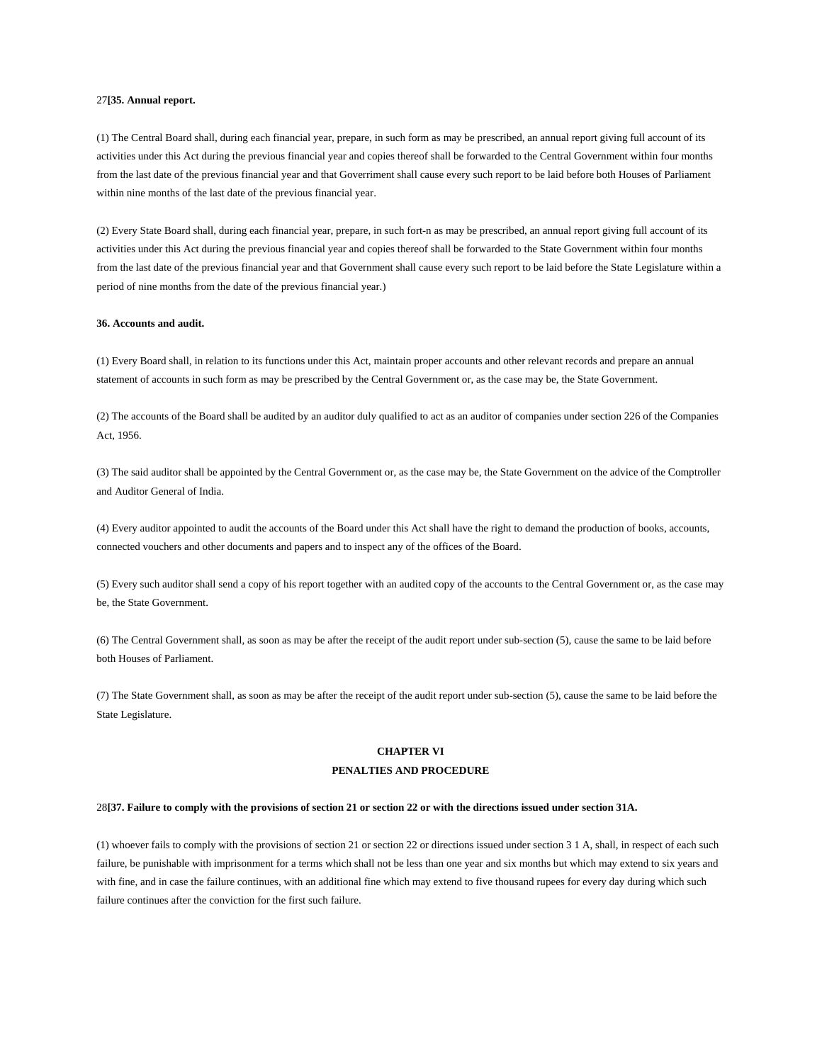27**[35. Annual report.**

(1) The Central Board shall, during each financial year, prepare, in such form as may be prescribed, an annual report giving full account of its activities under this Act during the previous financial year and copies thereof shall be forwarded to the Central Government within four months from the last date of the previous financial year and that Goverriment shall cause every such report to be laid before both Houses of Parliament within nine months of the last date of the previous financial year.

(2) Every State Board shall, during each financial year, prepare, in such fort-n as may be prescribed, an annual report giving full account of its activities under this Act during the previous financial year and copies thereof shall be forwarded to the State Government within four months from the last date of the previous financial year and that Government shall cause every such report to be laid before the State Legislature within a period of nine months from the date of the previous financial year.)

**36. Accounts and audit.**

(1) Every Board shall, in relation to its functions under this Act, maintain proper accounts and other relevant records and prepare an annual statement of accounts in such form as may be prescribed by the Central Government or, as the case may be, the State Government.

(2) The accounts of the Board shall be audited by an auditor duly qualified to act as an auditor of companies under section 226 of the Companies Act, 1956.

(3) The said auditor shall be appointed by the Central Government or, as the case may be, the State Government on the advice of the Comptroller and Auditor General of India.

(4) Every auditor appointed to audit the accounts of the Board under this Act shall have the right to demand the production of books, accounts, connected vouchers and other documents and papers and to inspect any of the offices of the Board.

(5) Every such auditor shall send a copy of his report together with an audited copy of the accounts to the Central Government or, as the case may be, the State Government.

(6) The Central Government shall, as soon as may be after the receipt of the audit report under sub-section (5), cause the same to be laid before both Houses of Parliament.

(7) The State Government shall, as soon as may be after the receipt of the audit report under sub-section (5), cause the same to be laid before the State Legislature.

## CHAPTER VI
## PENALTIES AND PROCEDURE

28**[37. Failure to comply with the provisions of section 21 or section 22 or with the directions issued under section 31A.**

(1) whoever fails to comply with the provisions of section 21 or section 22 or directions issued under section 3 1 A, shall, in respect of each such failure, be punishable with imprisonment for a terms which shall not be less than one year and six months but which may extend to six years and with fine, and in case the failure continues, with an additional fine which may extend to five thousand rupees for every day during which such failure continues after the conviction for the first such failure.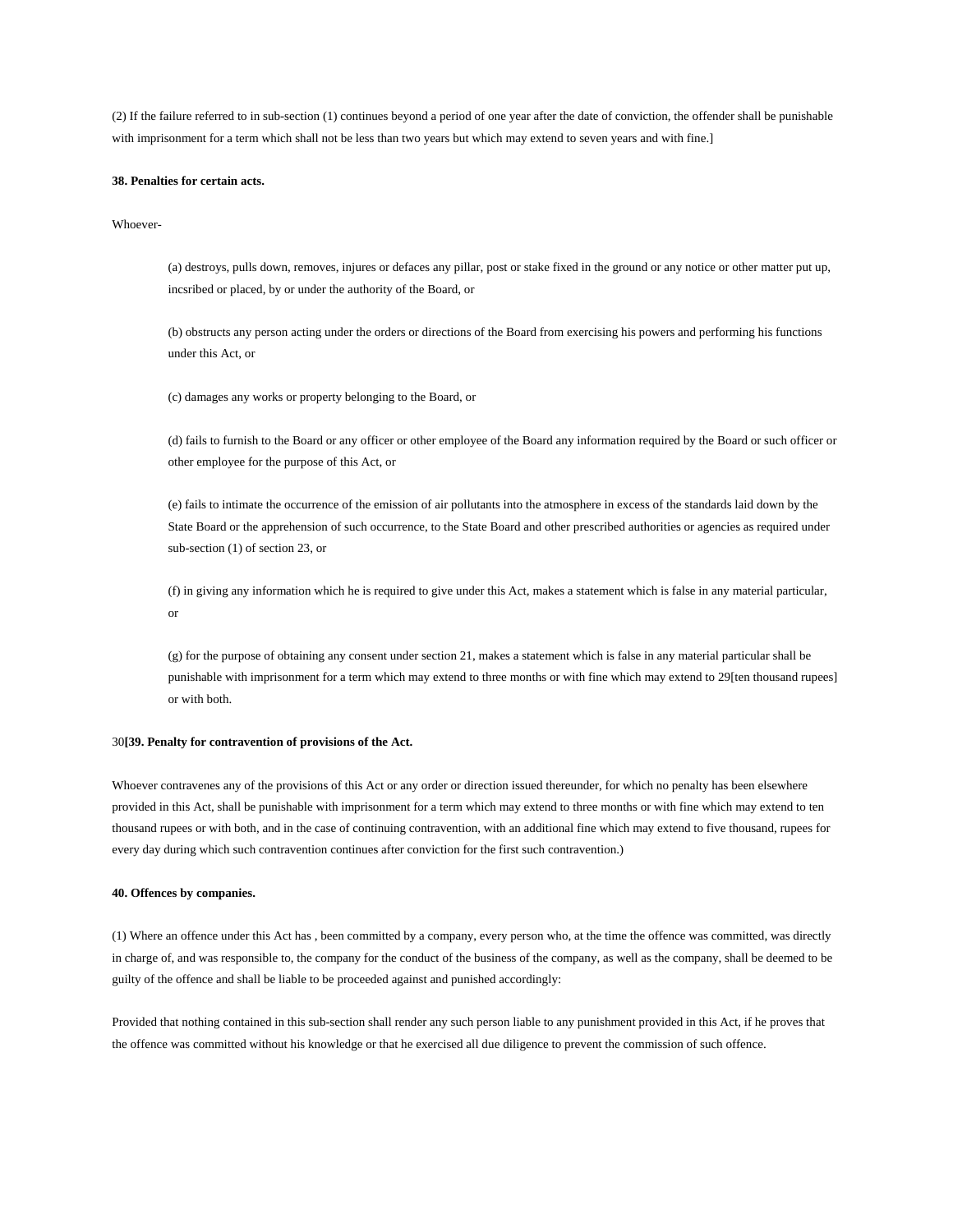(2) If the failure referred to in sub-section (1) continues beyond a period of one year after the date of conviction, the offender shall be punishable with imprisonment for a term which shall not be less than two years but which may extend to seven years and with fine.]

**38. Penalties for certain acts.**

Whoever-

(a) destroys, pulls down, removes, injures or defaces any pillar, post or stake fixed in the ground or any notice or other matter put up, incsribed or placed, by or under the authority of the Board, or

(b) obstructs any person acting under the orders or directions of the Board from exercising his powers and performing his functions under this Act, or

(c) damages any works or property belonging to the Board, or

(d) fails to furnish to the Board or any officer or other employee of the Board any information required by the Board or such officer or other employee for the purpose of this Act, or

(e) fails to intimate the occurrence of the emission of air pollutants into the atmosphere in excess of the standards laid down by the State Board or the apprehension of such occurrence, to the State Board and other prescribed authorities or agencies as required under sub-section (1) of section 23, or

(f) in giving any information which he is required to give under this Act, makes a statement which is false in any material particular, or

(g) for the purpose of obtaining any consent under section 21, makes a statement which is false in any material particular shall be punishable with imprisonment for a term which may extend to three months or with fine which may extend to 29[ten thousand rupees] or with both.

30**[39. Penalty for contravention of provisions of the Act.**

Whoever contravenes any of the provisions of this Act or any order or direction issued thereunder, for which no penalty has been elsewhere provided in this Act, shall be punishable with imprisonment for a term which may extend to three months or with fine which may extend to ten thousand rupees or with both, and in the case of continuing contravention, with an additional fine which may extend to five thousand, rupees for every day during which such contravention continues after conviction for the first such contravention.)

**40. Offences by companies.**

(1) Where an offence under this Act has , been committed by a company, every person who, at the time the offence was committed, was directly in charge of, and was responsible to, the company for the conduct of the business of the company, as well as the company, shall be deemed to be guilty of the offence and shall be liable to be proceeded against and punished accordingly:

Provided that nothing contained in this sub-section shall render any such person liable to any punishment provided in this Act, if he proves that the offence was committed without his knowledge or that he exercised all due diligence to prevent the commission of such offence.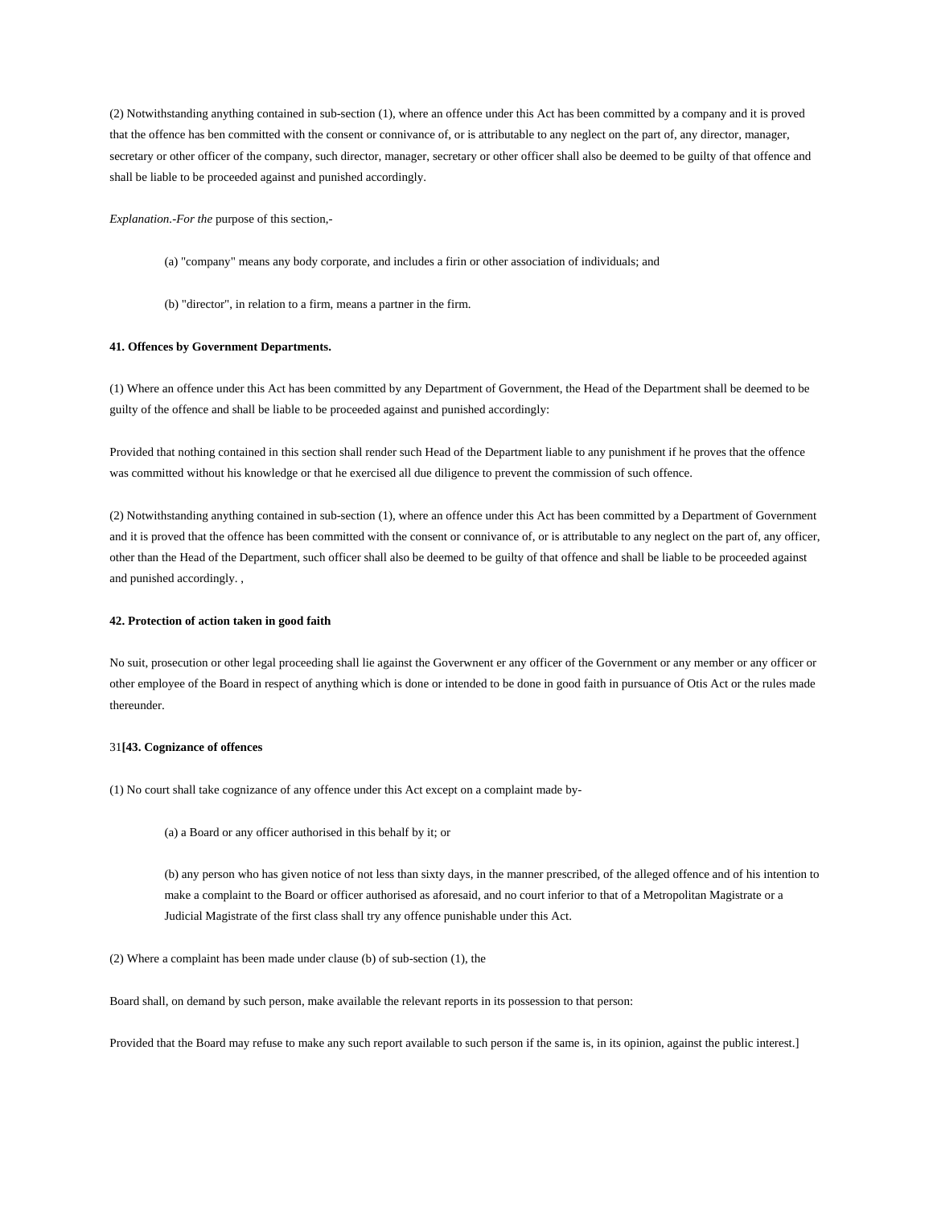(2) Notwithstanding anything contained in sub-section (1), where an offence under this Act has been committed by a company and it is proved that the offence has ben committed with the consent or connivance of, or is attributable to any neglect on the part of, any director, manager, secretary or other officer of the company, such director, manager, secretary or other officer shall also be deemed to be guilty of that offence and shall be liable to be proceeded against and punished accordingly.

*Explanation.-For the* purpose of this section,-

> (a) "company" means any body corporate, and includes a firin or other association of individuals; and
>
> (b) "director", in relation to a firm, means a partner in the firm.

**41. Offences by Government Departments.**

(1) Where an offence under this Act has been committed by any Department of Government, the Head of the Department shall be deemed to be guilty of the offence and shall be liable to be proceeded against and punished accordingly:

Provided that nothing contained in this section shall render such Head of the Department liable to any punishment if he proves that the offence was committed without his knowledge or that he exercised all due diligence to prevent the commission of such offence.

(2) Notwithstanding anything contained in sub-section (1), where an offence under this Act has been committed by a Department of Government and it is proved that the offence has been committed with the consent or connivance of, or is attributable to any neglect on the part of, any officer, other than the Head of the Department, such officer shall also be deemed to be guilty of that offence and shall be liable to be proceeded against and punished accordingly. ,

**42. Protection of action taken in good faith**

No suit, prosecution or other legal proceeding shall lie against the Goverwnent er any officer of the Government or any member or any officer or other employee of the Board in respect of anything which is done or intended to be done in good faith in pursuance of Otis Act or the rules made thereunder.

31**[43. Cognizance of offences**

(1) No court shall take cognizance of any offence under this Act except on a complaint made by-

> (a) a Board or any officer authorised in this behalf by it; or
>
> (b) any person who has given notice of not less than sixty days, in the manner prescribed, of the alleged offence and of his intention to make a complaint to the Board or officer authorised as aforesaid, and no court inferior to that of a Metropolitan Magistrate or a Judicial Magistrate of the first class shall try any offence punishable under this Act.

(2) Where a complaint has been made under clause (b) of sub-section (1), the

Board shall, on demand by such person, make available the relevant reports in its possession to that person:

Provided that the Board may refuse to make any such report available to such person if the same is, in its opinion, against the public interest.]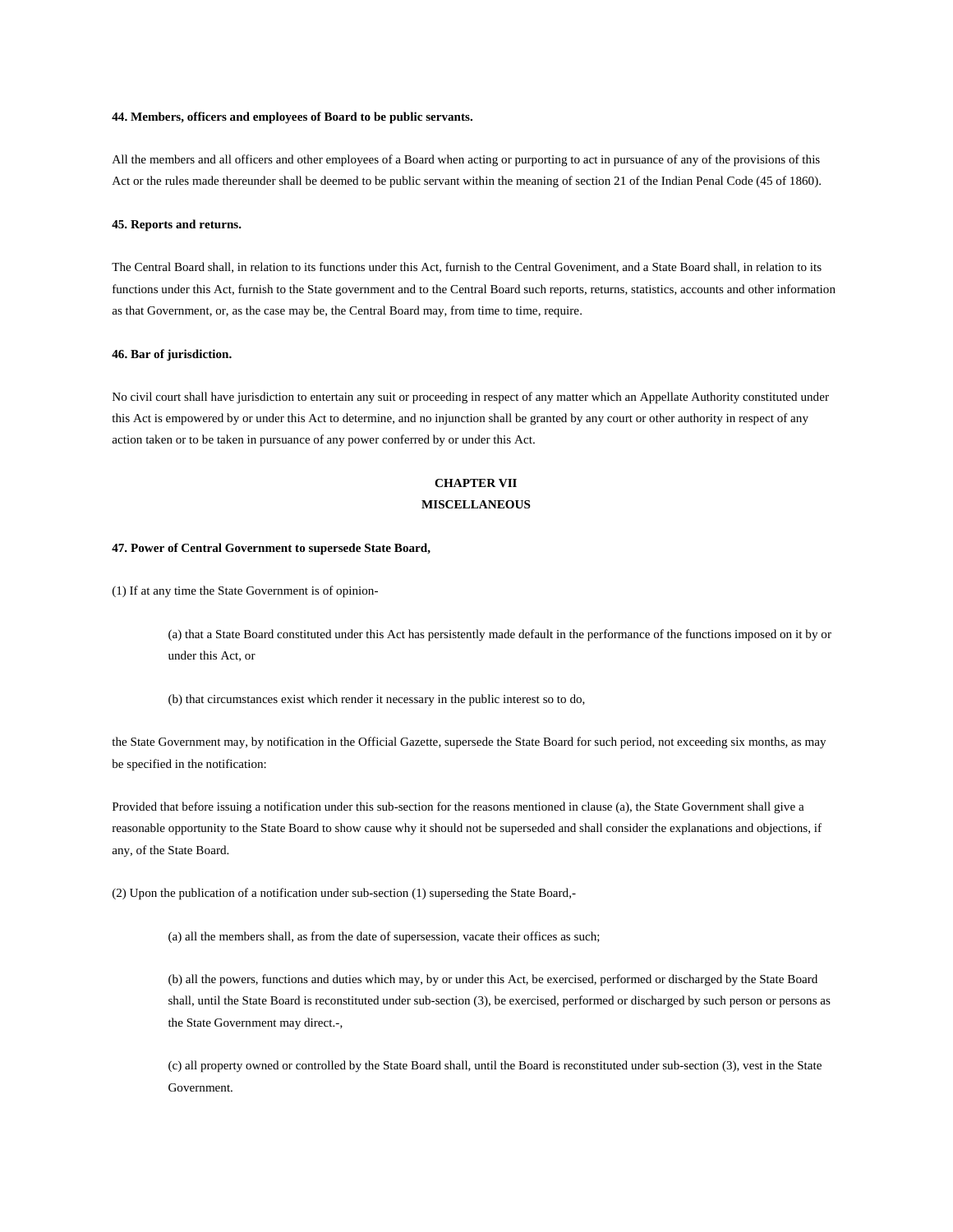**44. Members, officers and employees of Board to be public servants.**

All the members and all officers and other employees of a Board when acting or purporting to act in pursuance of any of the provisions of this Act or the rules made thereunder shall be deemed to be public servant within the meaning of section 21 of the Indian Penal Code (45 of 1860).

**45. Reports and returns.**

The Central Board shall, in relation to its functions under this Act, furnish to the Central Goveniment, and a State Board shall, in relation to its functions under this Act, furnish to the State government and to the Central Board such reports, returns, statistics, accounts and other information as that Government, or, as the case may be, the Central Board may, from time to time, require.

**46. Bar of jurisdiction.**

No civil court shall have jurisdiction to entertain any suit or proceeding in respect of any matter which an Appellate Authority constituted under this Act is empowered by or under this Act to determine, and no injunction shall be granted by any court or other authority in respect of any action taken or to be taken in pursuance of any power conferred by or under this Act.

## CHAPTER VII
## MISCELLANEOUS

**47. Power of Central Government to supersede State Board,**

(1) If at any time the State Government is of opinion-

> (a) that a State Board constituted under this Act has persistently made default in the performance of the functions imposed on it by or under this Act, or
>
> (b) that circumstances exist which render it necessary in the public interest so to do,

the State Government may, by notification in the Official Gazette, supersede the State Board for such period, not exceeding six months, as may be specified in the notification:

Provided that before issuing a notification under this sub-section for the reasons mentioned in clause (a), the State Government shall give a reasonable opportunity to the State Board to show cause why it should not be superseded and shall consider the explanations and objections, if any, of the State Board.

(2) Upon the publication of a notification under sub-section (1) superseding the State Board,-

> (a) all the members shall, as from the date of supersession, vacate their offices as such;
>
> (b) all the powers, functions and duties which may, by or under this Act, be exercised, performed or discharged by the State Board shall, until the State Board is reconstituted under sub-section (3), be exercised, performed or discharged by such person or persons as the State Government may direct.-,
>
> (c) all property owned or controlled by the State Board shall, until the Board is reconstituted under sub-section (3), vest in the State Government.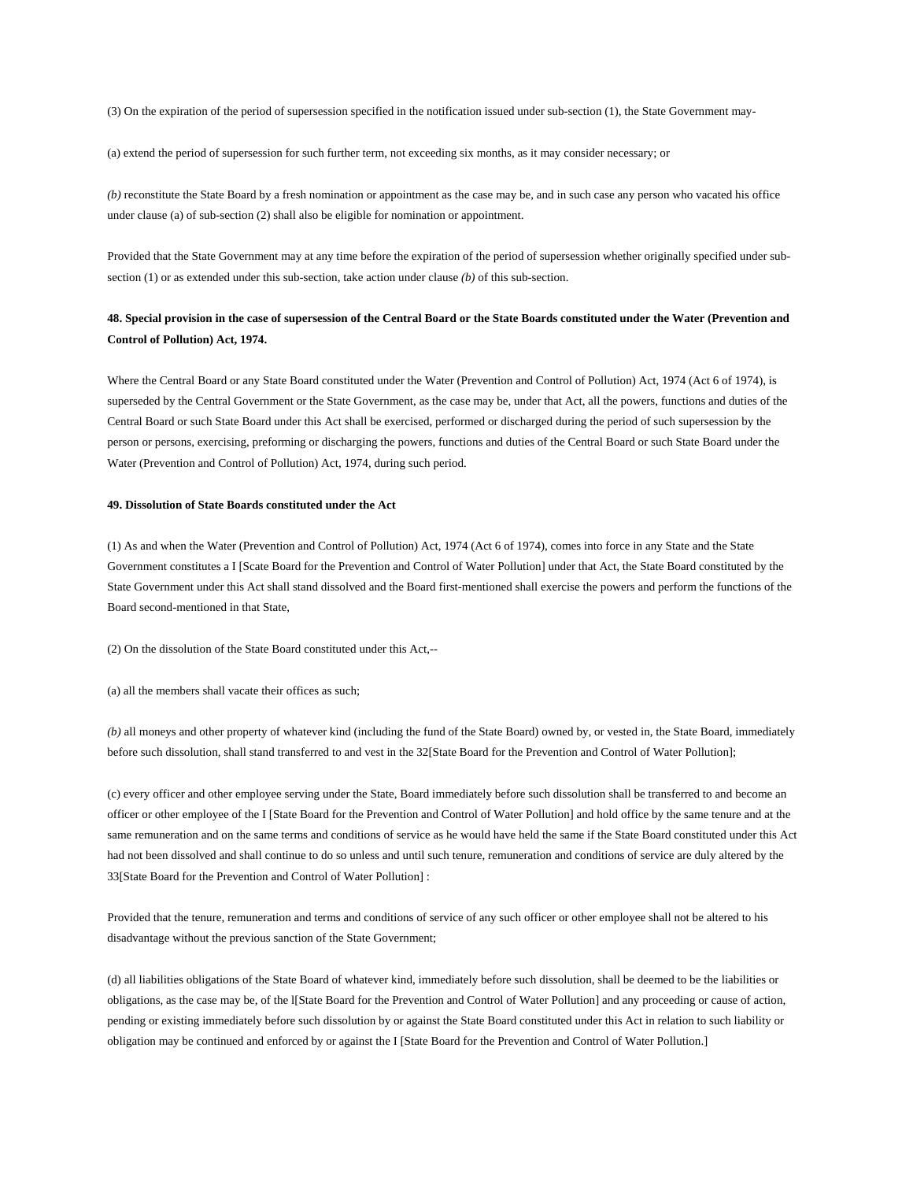(3) On the expiration of the period of supersession specified in the notification issued under sub-section (1), the State Government may-

(a) extend the period of supersession for such further term, not exceeding six months, as it may consider necessary; or

*(b)* reconstitute the State Board by a fresh nomination or appointment as the case may be, and in such case any person who vacated his office under clause (a) of sub-section (2) shall also be eligible for nomination or appointment.

Provided that the State Government may at any time before the expiration of the period of supersession whether originally specified under sub-section (1) or as extended under this sub-section, take action under clause *(b)* of this sub-section.

**48. Special provision in the case of supersession of the Central Board or the State Boards constituted under the Water (Prevention and Control of Pollution) Act, 1974.**

Where the Central Board or any State Board constituted under the Water (Prevention and Control of Pollution) Act, 1974 (Act 6 of 1974), is superseded by the Central Government or the State Government, as the case may be, under that Act, all the powers, functions and duties of the Central Board or such State Board under this Act shall be exercised, performed or discharged during the period of such supersession by the person or persons, exercising, preforming or discharging the powers, functions and duties of the Central Board or such State Board under the Water (Prevention and Control of Pollution) Act, 1974, during such period.

**49. Dissolution of State Boards constituted under the Act**

(1) As and when the Water (Prevention and Control of Pollution) Act, 1974 (Act 6 of 1974), comes into force in any State and the State Government constitutes a I [Scate Board for the Prevention and Control of Water Pollution] under that Act, the State Board constituted by the State Government under this Act shall stand dissolved and the Board first-mentioned shall exercise the powers and perform the functions of the Board second-mentioned in that State,

(2) On the dissolution of the State Board constituted under this Act,--

(a) all the members shall vacate their offices as such;

*(b)* all moneys and other property of whatever kind (including the fund of the State Board) owned by, or vested in, the State Board, immediately before such dissolution, shall stand transferred to and vest in the 32[State Board for the Prevention and Control of Water Pollution];

(c) every officer and other employee serving under the State, Board immediately before such dissolution shall be transferred to and become an officer or other employee of the I [State Board for the Prevention and Control of Water Pollution] and hold office by the same tenure and at the same remuneration and on the same terms and conditions of service as he would have held the same if the State Board constituted under this Act had not been dissolved and shall continue to do so unless and until such tenure, remuneration and conditions of service are duly altered by the 33[State Board for the Prevention and Control of Water Pollution] :

Provided that the tenure, remuneration and terms and conditions of service of any such officer or other employee shall not be altered to his disadvantage without the previous sanction of the State Government;

(d) all liabilities obligations of the State Board of whatever kind, immediately before such dissolution, shall be deemed to be the liabilities or obligations, as the case may be, of the l[State Board for the Prevention and Control of Water Pollution] and any proceeding or cause of action, pending or existing immediately before such dissolution by or against the State Board constituted under this Act in relation to such liability or obligation may be continued and enforced by or against the I [State Board for the Prevention and Control of Water Pollution.]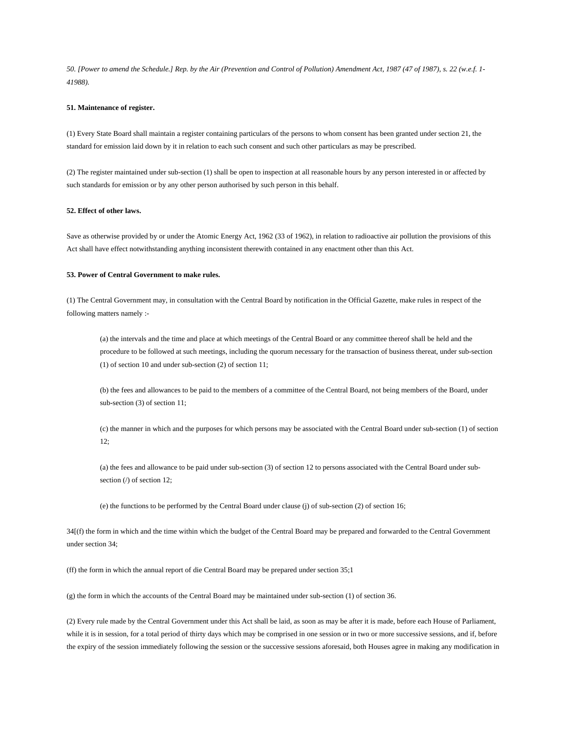*50. [Power to amend the Schedule.] Rep. by the Air (Prevention and Control of Pollution) Amendment Act, 1987 (47 of 1987), s. 22 (w.e.f. 1-41988).*

**51. Maintenance of register.**

(1) Every State Board shall maintain a register containing particulars of the persons to whom consent has been granted under section 21, the standard for emission laid down by it in relation to each such consent and such other particulars as may be prescribed.

(2) The register maintained under sub-section (1) shall be open to inspection at all reasonable hours by any person interested in or affected by such standards for emission or by any other person authorised by such person in this behalf.

**52. Effect of other laws.**

Save as otherwise provided by or under the Atomic Energy Act, 1962 (33 of 1962), in relation to radioactive air pollution the provisions of this Act shall have effect notwithstanding anything inconsistent therewith contained in any enactment other than this Act.

**53. Power of Central Government to make rules.**

(1) The Central Government may, in consultation with the Central Board by notification in the Official Gazette, make rules in respect of the following matters namely :-

> (a) the intervals and the time and place at which meetings of the Central Board or any committee thereof shall be held and the procedure to be followed at such meetings, including the quorum necessary for the transaction of business thereat, under sub-section (1) of section 10 and under sub-section (2) of section 11;
>
> (b) the fees and allowances to be paid to the members of a committee of the Central Board, not being members of the Board, under sub-section (3) of section 11;
>
> (c) the manner in which and the purposes for which persons may be associated with the Central Board under sub-section (1) of section 12;
>
> (a) the fees and allowance to be paid under sub-section (3) of section 12 to persons associated with the Central Board under sub-section (/) of section 12;
>
> (e) the functions to be performed by the Central Board under clause (j) of sub-section (2) of section 16;

34[(f) the form in which and the time within which the budget of the Central Board may be prepared and forwarded to the Central Government under section 34;

(ff) the form in which the annual report of die Central Board may be prepared under section 35;1

(g) the form in which the accounts of the Central Board may be maintained under sub-section (1) of section 36.

(2) Every rule made by the Central Government under this Act shall be laid, as soon as may be after it is made, before each House of Parliament, while it is in session, for a total period of thirty days which may be comprised in one session or in two or more successive sessions, and if, before the expiry of the session immediately following the session or the successive sessions aforesaid, both Houses agree in making any modification in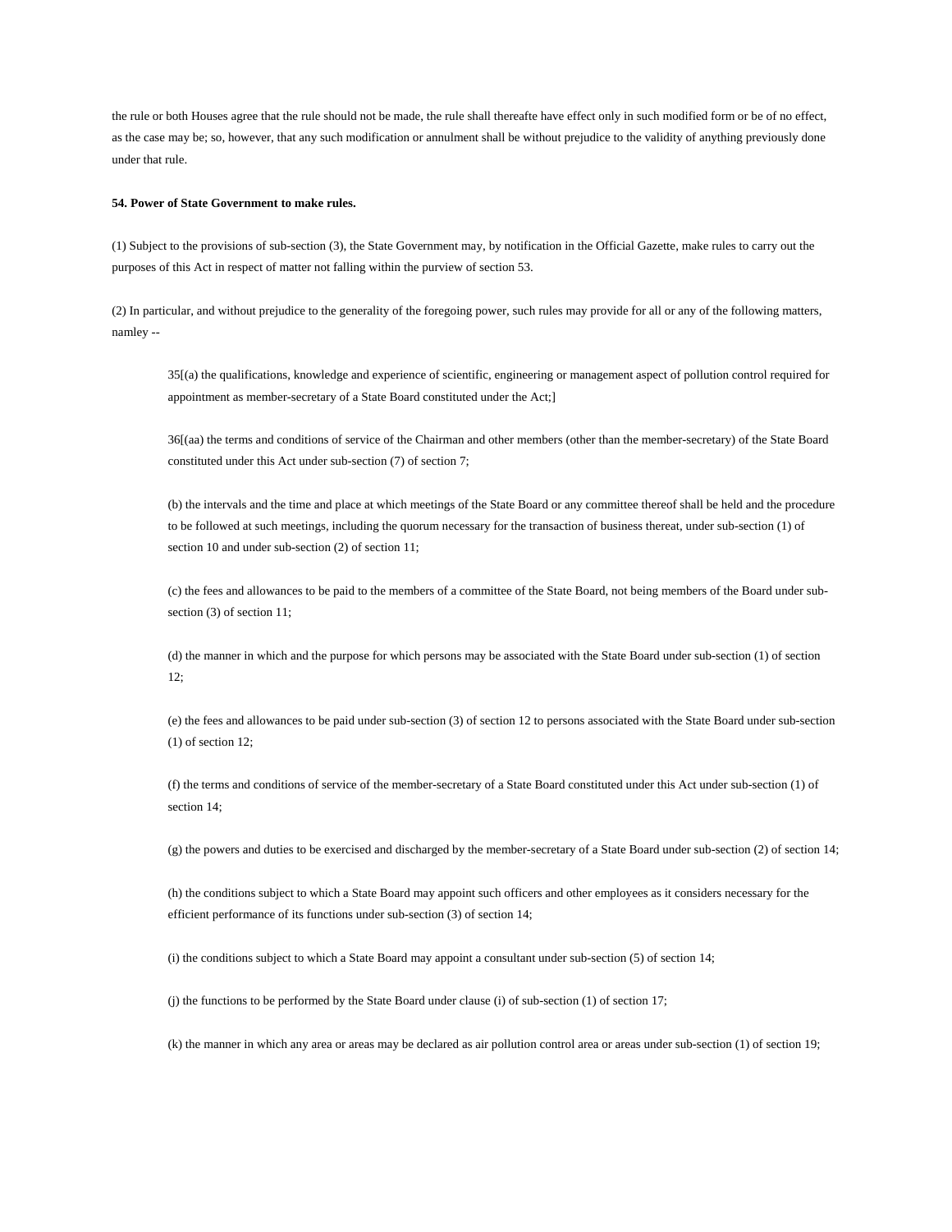the rule or both Houses agree that the rule should not be made, the rule shall thereafte have effect only in such modified form or be of no effect, as the case may be; so, however, that any such modification or annulment shall be without prejudice to the validity of anything previously done under that rule.

**54. Power of State Government to make rules.**

(1) Subject to the provisions of sub-section (3), the State Government may, by notification in the Official Gazette, make rules to carry out the purposes of this Act in respect of matter not falling within the purview of section 53.

(2) In particular, and without prejudice to the generality of the foregoing power, such rules may provide for all or any of the following matters, namley --

> 35[(a) the qualifications, knowledge and experience of scientific, engineering or management aspect of pollution control required for appointment as member-secretary of a State Board constituted under the Act;]
>
> 36[(aa) the terms and conditions of service of the Chairman and other members (other than the member-secretary) of the State Board constituted under this Act under sub-section (7) of section 7;
>
> (b) the intervals and the time and place at which meetings of the State Board or any committee thereof shall be held and the procedure to be followed at such meetings, including the quorum necessary for the transaction of business thereat, under sub-section (1) of section 10 and under sub-section (2) of section 11;
>
> (c) the fees and allowances to be paid to the members of a committee of the State Board, not being members of the Board under sub-section (3) of section 11;
>
> (d) the manner in which and the purpose for which persons may be associated with the State Board under sub-section (1) of section 12;
>
> (e) the fees and allowances to be paid under sub-section (3) of section 12 to persons associated with the State Board under sub-section (1) of section 12;
>
> (f) the terms and conditions of service of the member-secretary of a State Board constituted under this Act under sub-section (1) of section 14;
>
> (g) the powers and duties to be exercised and discharged by the member-secretary of a State Board under sub-section (2) of section 14;
>
> (h) the conditions subject to which a State Board may appoint such officers and other employees as it considers necessary for the efficient performance of its functions under sub-section (3) of section 14;
>
> (i) the conditions subject to which a State Board may appoint a consultant under sub-section (5) of section 14;
>
> (j) the functions to be performed by the State Board under clause (i) of sub-section (1) of section 17;
>
> (k) the manner in which any area or areas may be declared as air pollution control area or areas under sub-section (1) of section 19;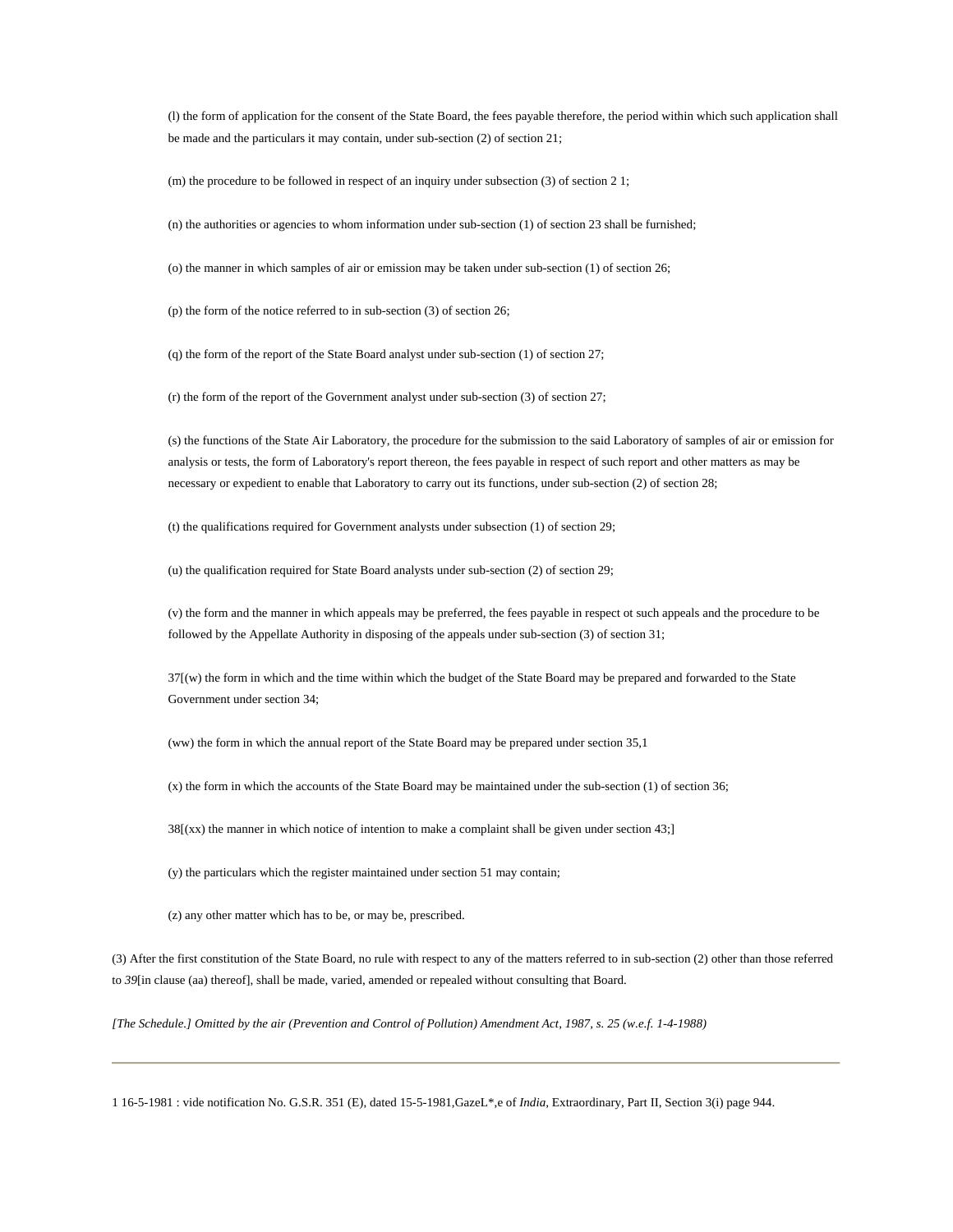(l) the form of application for the consent of the State Board, the fees payable therefore, the period within which such application shall be made and the particulars it may contain, under sub-section (2) of section 21;

(m) the procedure to be followed in respect of an inquiry under subsection (3) of section 2 1;

(n) the authorities or agencies to whom information under sub-section (1) of section 23 shall be furnished;

(o) the manner in which samples of air or emission may be taken under sub-section (1) of section 26;

(p) the form of the notice referred to in sub-section (3) of section 26;

(q) the form of the report of the State Board analyst under sub-section (1) of section 27;

(r) the form of the report of the Government analyst under sub-section (3) of section 27;

(s) the functions of the State Air Laboratory, the procedure for the submission to the said Laboratory of samples of air or emission for analysis or tests, the form of Laboratory's report thereon, the fees payable in respect of such report and other matters as may be necessary or expedient to enable that Laboratory to carry out its functions, under sub-section (2) of section 28;

(t) the qualifications required for Government analysts under subsection (1) of section 29;

(u) the qualification required for State Board analysts under sub-section (2) of section 29;

(v) the form and the manner in which appeals may be preferred, the fees payable in respect ot such appeals and the procedure to be followed by the Appellate Authority in disposing of the appeals under sub-section (3) of section 31;

37[(w) the form in which and the time within which the budget of the State Board may be prepared and forwarded to the State Government under section 34;

(ww) the form in which the annual report of the State Board may be prepared under section 35,1

(x) the form in which the accounts of the State Board may be maintained under the sub-section (1) of section 36;

38[(xx) the manner in which notice of intention to make a complaint shall be given under section 43;]

(y) the particulars which the register maintained under section 51 may contain;

(z) any other matter which has to be, or may be, prescribed.

(3) After the first constitution of the State Board, no rule with respect to any of the matters referred to in sub-section (2) other than those referred to *39*[in clause (aa) thereof], shall be made, varied, amended or repealed without consulting that Board.

*[The Schedule.] Omitted by the air (Prevention and Control of Pollution) Amendment Act, 1987, s. 25 (w.e.f. 1-4-1988)*

---

1 16-5-1981 : vide notification No. G.S.R. 351 (E), dated 15-5-1981,GazeL*,e of *India*, Extraordinary, Part II, Section 3(i) page 944.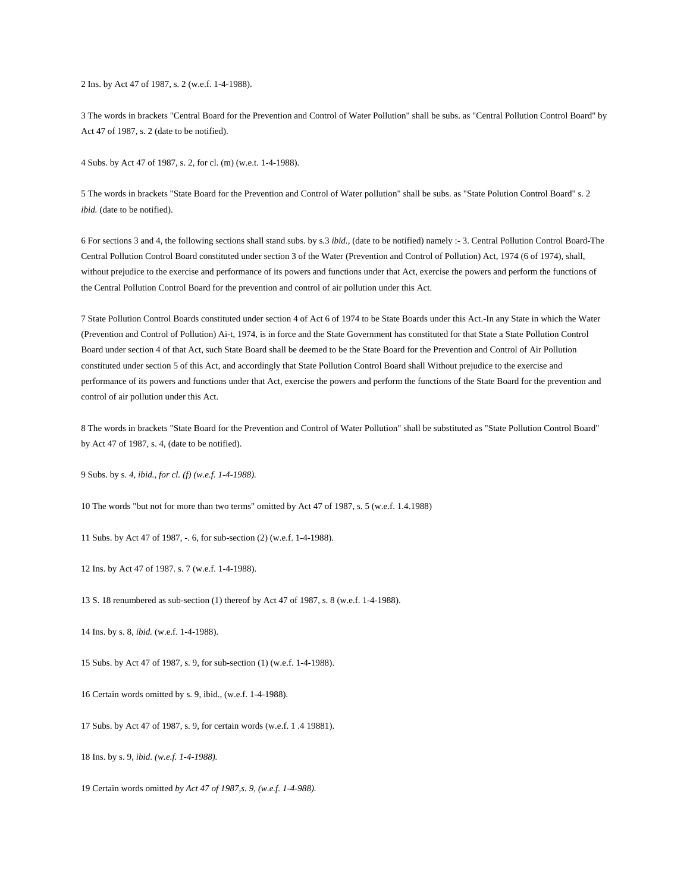2 Ins. by Act 47 of 1987, s. 2 (w.e.f. 1-4-1988).

3 The words in brackets "Central Board for the Prevention and Control of Water Pollution" shall be subs. as "Central Pollution Control Board" by Act 47 of 1987, s. 2 (date to be notified).

4 Subs. by Act 47 of 1987, s. 2, for cl. (m) (w.e.t. 1-4-1988).

5 The words in brackets "State Board for the Prevention and Control of Water pollution" shall be subs. as "State Polution Control Board" s. 2 *ibid.* (date to be notified).

6 For sections 3 and 4, the following sections shall stand subs. by s.3 *ibid.*, (date to be notified) namely :- 3. Central Pollution Control Board-The Central Pollution Control Board constituted under section 3 of the Water (Prevention and Control of Pollution) Act, 1974 (6 of 1974), shall, without prejudice to the exercise and performance of its powers and functions under that Act, exercise the powers and perform the functions of the Central Pollution Control Board for the prevention and control of air pollution under this Act.

7 State Pollution Control Boards constituted under section 4 of Act 6 of 1974 to be State Boards under this Act.-In any State in which the Water (Prevention and Control of Pollution) Ai-t, 1974, is in force and the State Government has constituted for that State a State Pollution Control Board under section 4 of that Act, such State Board shall be deemed to be the State Board for the Prevention and Control of Air Pollution constituted under section 5 of this Act, and accordingly that State Pollution Control Board shall Without prejudice to the exercise and performance of its powers and functions under that Act, exercise the powers and perform the functions of the State Board for the prevention and control of air pollution under this Act.

8 The words in brackets "State Board for the Prevention and Control of Water Pollution" shall be substituted as "State Pollution Control Board" by Act 47 of 1987, s. 4, (date to be notified).

9 Subs. by s. *4, ibid., for cl. (f) (w.e.f. 1-4-1988).*

10 The words "but not for more than two terms" omitted by Act 47 of 1987, s. 5 (w.e.f. 1.4.1988)

11 Subs. by Act 47 of 1987, -. 6, for sub-section (2) (w.e.f. 1-4-1988).

12 Ins. by Act 47 of 1987. s. 7 (w.e.f. 1-4-1988).

13 S. 18 renumbered as sub-section (1) thereof by Act 47 of 1987, s. 8 (w.e.f. 1-4-1988).

14 Ins. by s. 8, *ibid.* (w.e.f. 1-4-1988).

15 Subs. by Act 47 of 1987, s. 9, for sub-section (1) (w.e.f. 1-4-1988).

16 Certain words omitted by s. 9, ibid., (w.e.f. 1-4-1988).

17 Subs. by Act 47 of 1987, s. 9, for certain words (w.e.f. 1 .4 19881).

18 Ins. by s. 9, *ibid. (w.e.f. 1-4-1988).*

19 Certain words omitted *by Act 47 of 1987,s. 9, (w.e.f. 1-4-988).*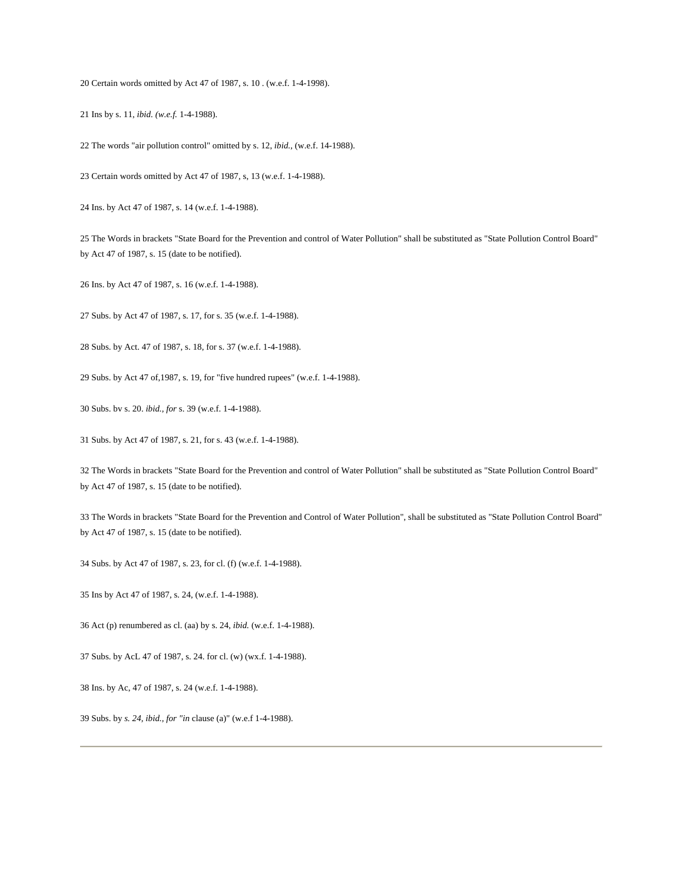20 Certain words omitted by Act 47 of 1987, s. 10 . (w.e.f. 1-4-1998).

21 Ins by s. 11, *ibid. (w.e.f.* 1-4-1988).

22 The words "air pollution control" omitted by s. 12, *ibid.*, (w.e.f. 14-1988).

23 Certain words omitted by Act 47 of 1987, s, 13 (w.e.f. 1-4-1988).

24 Ins. by Act 47 of 1987, s. 14 (w.e.f. 1-4-1988).

25 The Words in brackets "State Board for the Prevention and control of Water Pollution" shall be substituted as "State Pollution Control Board" by Act 47 of 1987, s. 15 (date to be notified).

26 Ins. by Act 47 of 1987, s. 16 (w.e.f. 1-4-1988).

27 Subs. by Act 47 of 1987, s. 17, for s. 35 (w.e.f. 1-4-1988).

28 Subs. by Act. 47 of 1987, s. 18, for s. 37 (w.e.f. 1-4-1988).

29 Subs. by Act 47 of,1987, s. 19, for "five hundred rupees" (w.e.f. 1-4-1988).

30 Subs. bv s. 20. *ibid., for* s. 39 (w.e.f. 1-4-1988).

31 Subs. by Act 47 of 1987, s. 21, for s. 43 (w.e.f. 1-4-1988).

32 The Words in brackets "State Board for the Prevention and control of Water Pollution" shall be substituted as "State Pollution Control Board" by Act 47 of 1987, s. 15 (date to be notified).

33 The Words in brackets "State Board for the Prevention and Control of Water Pollution", shall be substituted as "State Pollution Control Board" by Act 47 of 1987, s. 15 (date to be notified).

34 Subs. by Act 47 of 1987, s. 23, for cl. (f) (w.e.f. 1-4-1988).

35 Ins by Act 47 of 1987, s. 24, (w.e.f. 1-4-1988).

36 Act (p) renumbered as cl. (aa) by s. 24, *ibid.* (w.e.f. 1-4-1988).

37 Subs. by AcL 47 of 1987, s. 24. for cl. (w) (wx.f. 1-4-1988).

38 Ins. by Ac, 47 of 1987, s. 24 (w.e.f. 1-4-1988).

39 Subs. by *s. 24, ibid., for "in* clause (a)" (w.e.f 1-4-1988).